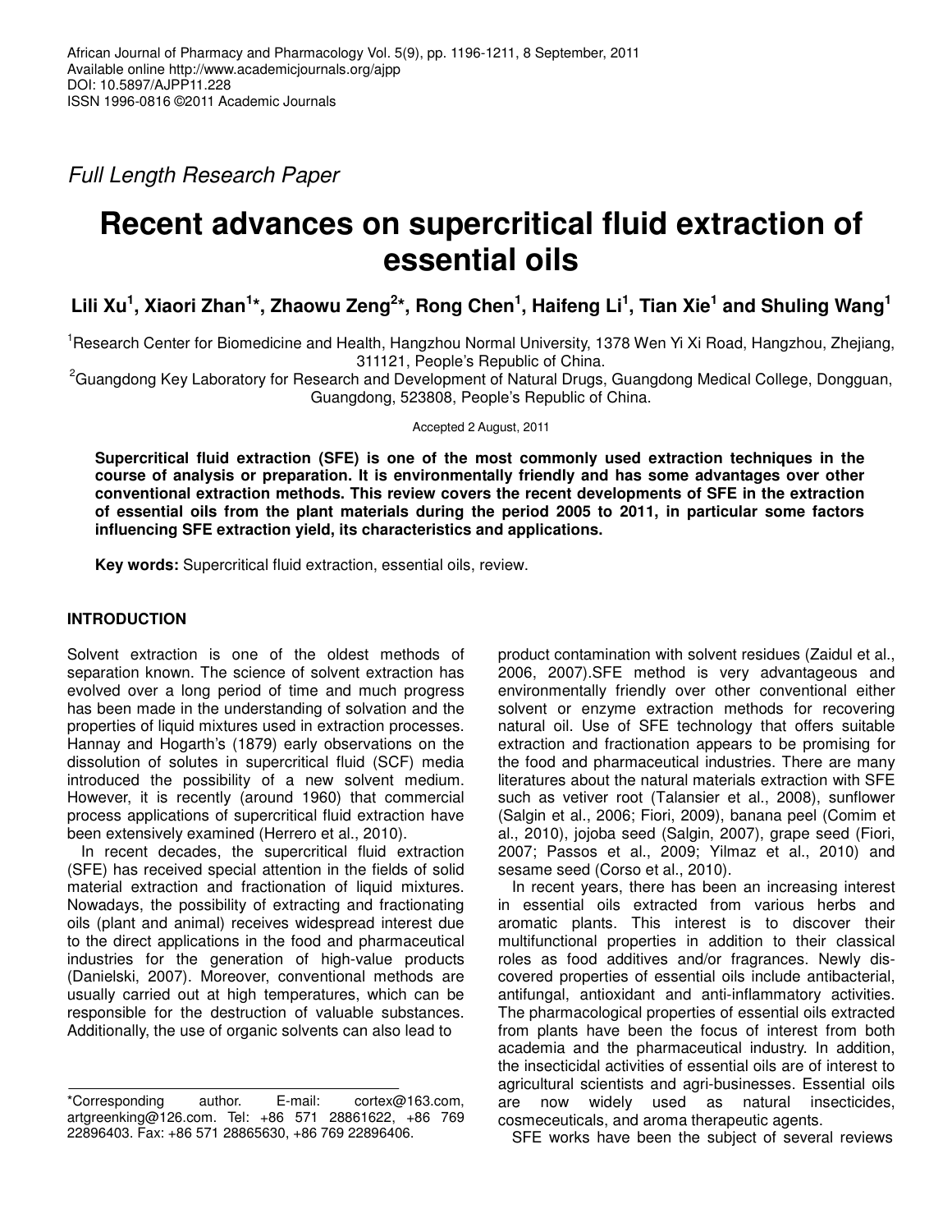Full Length Research Paper

# Recent advances on supercritical fluid extraction of essential oils

**Lili Xu[1], Xiaori Zhan[1]*, Zhaowu Zeng[2]*, Rong Chen[1], Haifeng Li[1], Tian Xie[1] and Shuling Wang[1]**

[1]Research Center for Biomedicine and Health, Hangzhou Normal University, 1378 Wen Yi Xi Road, Hangzhou, Zhejiang, 311121, People's Republic of China.

[2]Guangdong Key Laboratory for Research and Development of Natural Drugs, Guangdong Medical College, Dongguan, Guangdong, 523808, People's Republic of China.

Accepted 2 August, 2011

**Supercritical fluid extraction (SFE) is one of the most commonly used extraction techniques in the course of analysis or preparation. It is environmentally friendly and has some advantages over other conventional extraction methods. This review covers the recent developments of SFE in the extraction of essential oils from the plant materials during the period 2005 to 2011, in particular some factors influencing SFE extraction yield, its characteristics and applications.**

**Key words:** Supercritical fluid extraction, essential oils, review.

## INTRODUCTION

Solvent extraction is one of the oldest methods of separation known. The science of solvent extraction has evolved over a long period of time and much progress has been made in the understanding of solvation and the properties of liquid mixtures used in extraction processes. Hannay and Hogarth's (1879) early observations on the dissolution of solutes in supercritical fluid (SCF) media introduced the possibility of a new solvent medium. However, it is recently (around 1960) that commercial process applications of supercritical fluid extraction have been extensively examined (Herrero et al., 2010).

In recent decades, the supercritical fluid extraction (SFE) has received special attention in the fields of solid material extraction and fractionation of liquid mixtures. Nowadays, the possibility of extracting and fractionating oils (plant and animal) receives widespread interest due to the direct applications in the food and pharmaceutical industries for the generation of high-value products (Danielski, 2007). Moreover, conventional methods are usually carried out at high temperatures, which can be responsible for the destruction of valuable substances. Additionally, the use of organic solvents can also lead to product contamination with solvent residues (Zaidul et al., 2006, 2007).SFE method is very advantageous and environmentally friendly over other conventional either solvent or enzyme extraction methods for recovering natural oil. Use of SFE technology that offers suitable extraction and fractionation appears to be promising for the food and pharmaceutical industries. There are many literatures about the natural materials extraction with SFE such as vetiver root (Talansier et al., 2008), sunflower (Salgin et al., 2006; Fiori, 2009), banana peel (Comim et al., 2010), jojoba seed (Salgin, 2007), grape seed (Fiori, 2007; Passos et al., 2009; Yilmaz et al., 2010) and sesame seed (Corso et al., 2010).

In recent years, there has been an increasing interest in essential oils extracted from various herbs and aromatic plants. This interest is to discover their multifunctional properties in addition to their classical roles as food additives and/or fragrances. Newly discovered properties of essential oils include antibacterial, antifungal, antioxidant and anti-inflammatory activities. The pharmacological properties of essential oils extracted from plants have been the focus of interest from both academia and the pharmaceutical industry. In addition, the insecticidal activities of essential oils are of interest to agricultural scientists and agri-businesses. Essential oils are now widely used as natural insecticides, cosmeceuticals, and aroma therapeutic agents.

SFE works have been the subject of several reviews

*Corresponding author. E-mail: cortex@163.com, artgreenking@126.com. Tel: +86 571 28861622, +86 769 22896403. Fax: +86 571 28865630, +86 769 22896406.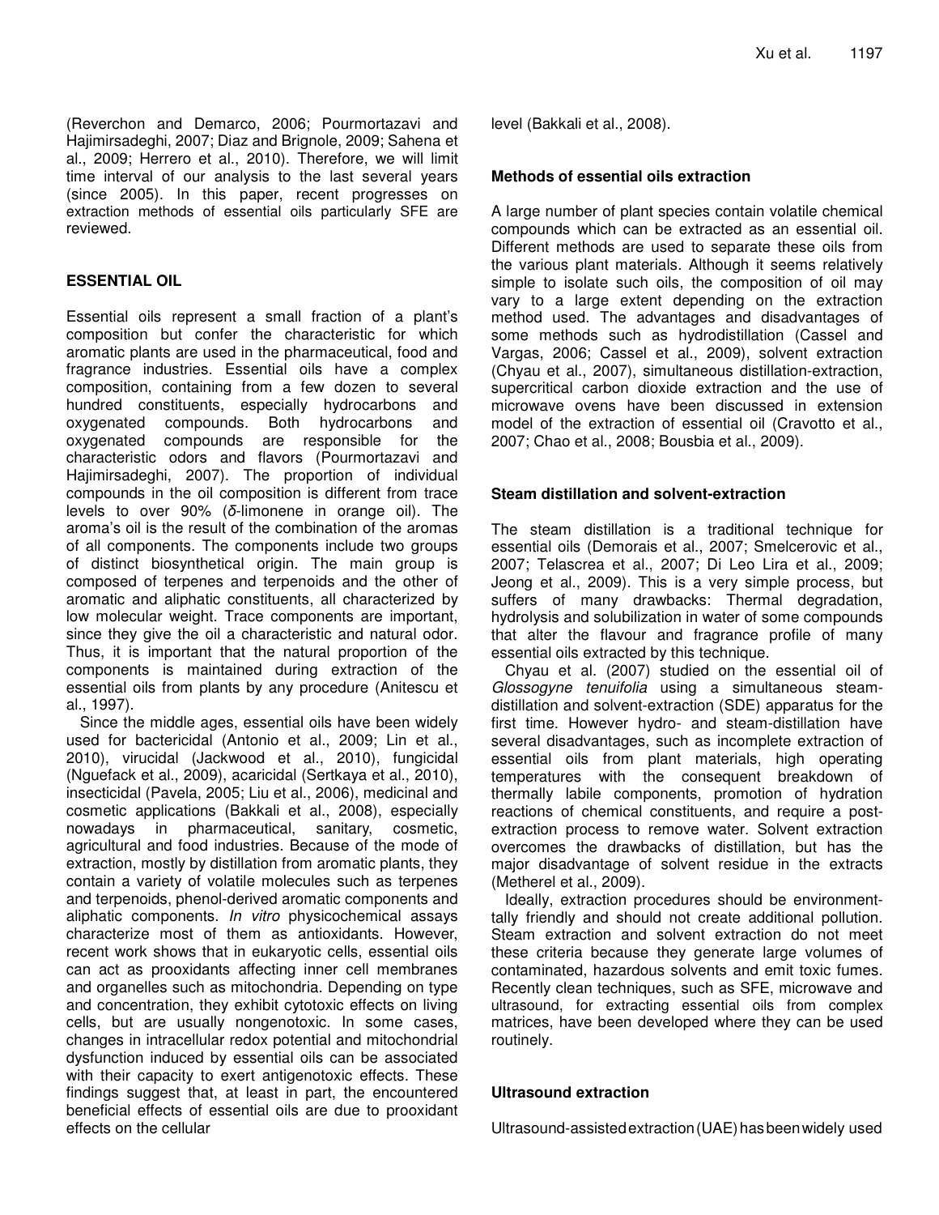(Reverchon and Demarco, 2006; Pourmortazavi and Hajimirsadeghi, 2007; Diaz and Brignole, 2009; Sahena et al., 2009; Herrero et al., 2010). Therefore, we will limit time interval of our analysis to the last several years (since 2005). In this paper, recent progresses on extraction methods of essential oils particularly SFE are reviewed.

## ESSENTIAL OIL

Essential oils represent a small fraction of a plant's composition but confer the characteristic for which aromatic plants are used in the pharmaceutical, food and fragrance industries. Essential oils have a complex composition, containing from a few dozen to several hundred constituents, especially hydrocarbons and oxygenated compounds. Both hydrocarbons and oxygenated compounds are responsible for the characteristic odors and flavors (Pourmortazavi and Hajimirsadeghi, 2007). The proportion of individual compounds in the oil composition is different from trace levels to over 90% (*δ*-limonene in orange oil). The aroma's oil is the result of the combination of the aromas of all components. The components include two groups of distinct biosynthetical origin. The main group is composed of terpenes and terpenoids and the other of aromatic and aliphatic constituents, all characterized by low molecular weight. Trace components are important, since they give the oil a characteristic and natural odor. Thus, it is important that the natural proportion of the components is maintained during extraction of the essential oils from plants by any procedure (Anitescu et al., 1997).

Since the middle ages, essential oils have been widely used for bactericidal (Antonio et al., 2009; Lin et al., 2010), virucidal (Jackwood et al., 2010), fungicidal (Nguefack et al., 2009), acaricidal (Sertkaya et al., 2010), insecticidal (Pavela, 2005; Liu et al., 2006), medicinal and cosmetic applications (Bakkali et al., 2008), especially nowadays in pharmaceutical, sanitary, cosmetic, agricultural and food industries. Because of the mode of extraction, mostly by distillation from aromatic plants, they contain a variety of volatile molecules such as terpenes and terpenoids, phenol-derived aromatic components and aliphatic components. *In vitro* physicochemical assays characterize most of them as antioxidants. However, recent work shows that in eukaryotic cells, essential oils can act as prooxidants affecting inner cell membranes and organelles such as mitochondria. Depending on type and concentration, they exhibit cytotoxic effects on living cells, but are usually nongenotoxic. In some cases, changes in intracellular redox potential and mitochondrial dysfunction induced by essential oils can be associated with their capacity to exert antigenotoxic effects. These findings suggest that, at least in part, the encountered beneficial effects of essential oils are due to prooxidant effects on the cellular level (Bakkali et al., 2008).

### Methods of essential oils extraction

A large number of plant species contain volatile chemical compounds which can be extracted as an essential oil. Different methods are used to separate these oils from the various plant materials. Although it seems relatively simple to isolate such oils, the composition of oil may vary to a large extent depending on the extraction method used. The advantages and disadvantages of some methods such as hydrodistillation (Cassel and Vargas, 2006; Cassel et al., 2009), solvent extraction (Chyau et al., 2007), simultaneous distillation-extraction, supercritical carbon dioxide extraction and the use of microwave ovens have been discussed in extension model of the extraction of essential oil (Cravotto et al., 2007; Chao et al., 2008; Bousbia et al., 2009).

### Steam distillation and solvent-extraction

The steam distillation is a traditional technique for essential oils (Demorais et al., 2007; Smelcerovic et al., 2007; Telascrea et al., 2007; Di Leo Lira et al., 2009; Jeong et al., 2009). This is a very simple process, but suffers of many drawbacks: Thermal degradation, hydrolysis and solubilization in water of some compounds that alter the flavour and fragrance profile of many essential oils extracted by this technique.

Chyau et al. (2007) studied on the essential oil of *Glossogyne tenuifolia* using a simultaneous steam-distillation and solvent-extraction (SDE) apparatus for the first time. However hydro- and steam-distillation have several disadvantages, such as incomplete extraction of essential oils from plant materials, high operating temperatures with the consequent breakdown of thermally labile components, promotion of hydration reactions of chemical constituents, and require a post-extraction process to remove water. Solvent extraction overcomes the drawbacks of distillation, but has the major disadvantage of solvent residue in the extracts (Metherel et al., 2009).

Ideally, extraction procedures should be environmenttally friendly and should not create additional pollution. Steam extraction and solvent extraction do not meet these criteria because they generate large volumes of contaminated, hazardous solvents and emit toxic fumes. Recently clean techniques, such as SFE, microwave and ultrasound, for extracting essential oils from complex matrices, have been developed where they can be used routinely.

### Ultrasound extraction

Ultrasound-assisted extraction (UAE) has been widely used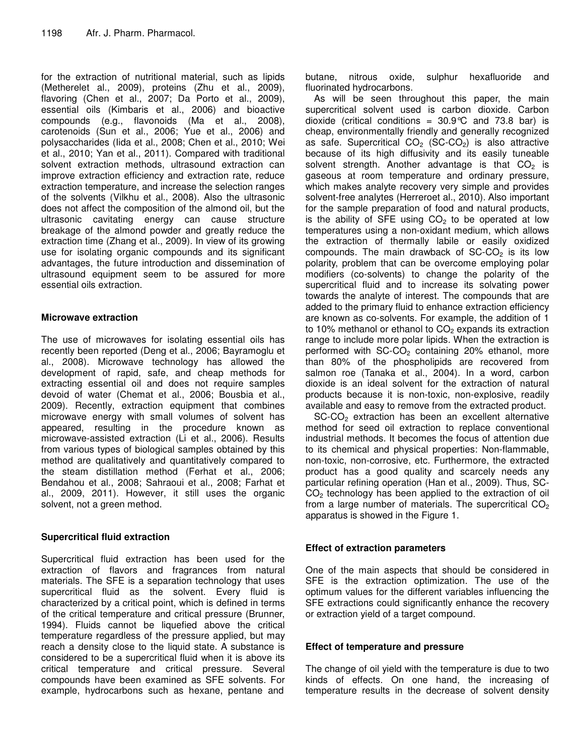for the extraction of nutritional material, such as lipids (Metherelet al., 2009), proteins (Zhu et al., 2009), flavoring (Chen et al., 2007; Da Porto et al., 2009), essential oils (Kimbaris et al., 2006) and bioactive compounds (e.g., flavonoids (Ma et al., 2008), carotenoids (Sun et al., 2006; Yue et al., 2006) and polysaccharides (Iida et al., 2008; Chen et al., 2010; Wei et al., 2010; Yan et al., 2011). Compared with traditional solvent extraction methods, ultrasound extraction can improve extraction efficiency and extraction rate, reduce extraction temperature, and increase the selection ranges of the solvents (Vilkhu et al., 2008). Also the ultrasonic does not affect the composition of the almond oil, but the ultrasonic cavitating energy can cause structure breakage of the almond powder and greatly reduce the extraction time (Zhang et al., 2009). In view of its growing use for isolating organic compounds and its significant advantages, the future introduction and dissemination of ultrasound equipment seem to be assured for more essential oils extraction.

### Microwave extraction

The use of microwaves for isolating essential oils has recently been reported (Deng et al., 2006; Bayramoglu et al., 2008). Microwave technology has allowed the development of rapid, safe, and cheap methods for extracting essential oil and does not require samples devoid of water (Chemat et al., 2006; Bousbia et al., 2009). Recently, extraction equipment that combines microwave energy with small volumes of solvent has appeared, resulting in the procedure known as microwave-assisted extraction (Li et al., 2006). Results from various types of biological samples obtained by this method are qualitatively and quantitatively compared to the steam distillation method (Ferhat et al., 2006; Bendahou et al., 2008; Sahraoui et al., 2008; Farhat et al., 2009, 2011). However, it still uses the organic solvent, not a green method.

### Supercritical fluid extraction

Supercritical fluid extraction has been used for the extraction of flavors and fragrances from natural materials. The SFE is a separation technology that uses supercritical fluid as the solvent. Every fluid is characterized by a critical point, which is defined in terms of the critical temperature and critical pressure (Brunner, 1994). Fluids cannot be liquefied above the critical temperature regardless of the pressure applied, but may reach a density close to the liquid state. A substance is considered to be a supercritical fluid when it is above its critical temperature and critical pressure. Several compounds have been examined as SFE solvents. For example, hydrocarbons such as hexane, pentane and butane, nitrous oxide, sulphur hexafluoride and fluorinated hydrocarbons.

As will be seen throughout this paper, the main supercritical solvent used is carbon dioxide. Carbon dioxide (critical conditions = 30.9°C and 73.8 bar) is cheap, environmentally friendly and generally recognized as safe. Supercritical $CO_2$ (SC-$CO_2$) is also attractive because of its high diffusivity and its easily tuneable solvent strength. Another advantage is that $CO_2$ is gaseous at room temperature and ordinary pressure, which makes analyte recovery very simple and provides solvent-free analytes (Herreroet al., 2010). Also important for the sample preparation of food and natural products, is the ability of SFE using $CO_2$ to be operated at low temperatures using a non-oxidant medium, which allows the extraction of thermally labile or easily oxidized compounds. The main drawback of SC-$CO_2$ is its low polarity, problem that can be overcome employing polar modifiers (co-solvents) to change the polarity of the supercritical fluid and to increase its solvating power towards the analyte of interest. The compounds that are added to the primary fluid to enhance extraction efficiency are known as co-solvents. For example, the addition of 1 to 10% methanol or ethanol to $CO_2$ expands its extraction range to include more polar lipids. When the extraction is performed with SC-$CO_2$ containing 20% ethanol, more than 80% of the phospholipids are recovered from salmon roe (Tanaka et al., 2004). In a word, carbon dioxide is an ideal solvent for the extraction of natural products because it is non-toxic, non-explosive, readily available and easy to remove from the extracted product.

SC-$CO_2$ extraction has been an excellent alternative method for seed oil extraction to replace conventional industrial methods. It becomes the focus of attention due to its chemical and physical properties: Non-flammable, non-toxic, non-corrosive, etc. Furthermore, the extracted product has a good quality and scarcely needs any particular refining operation (Han et al., 2009). Thus, SC-$CO_2$ technology has been applied to the extraction of oil from a large number of materials. The supercritical $CO_2$ apparatus is showed in the Figure 1.

### Effect of extraction parameters

One of the main aspects that should be considered in SFE is the extraction optimization. The use of the optimum values for the different variables influencing the SFE extractions could significantly enhance the recovery or extraction yield of a target compound.

### Effect of temperature and pressure

The change of oil yield with the temperature is due to two kinds of effects. On one hand, the increasing of temperature results in the decrease of solvent density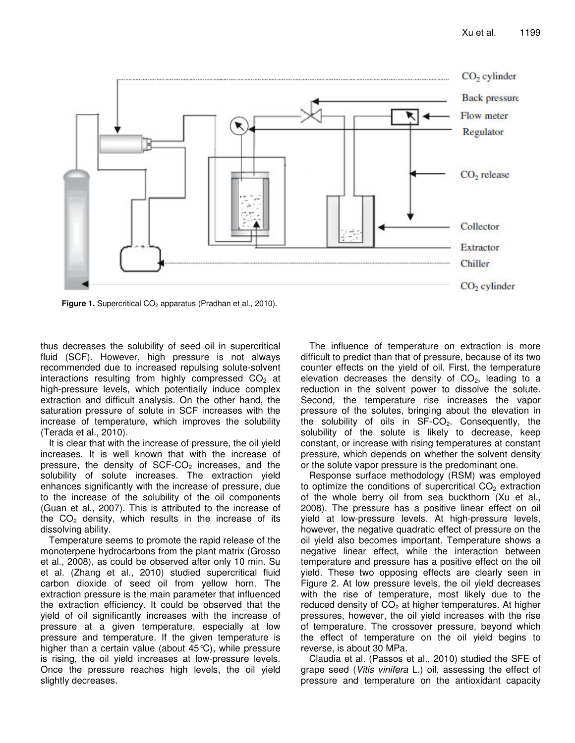Figure 1. Supercritical $CO_2$ apparatus (Pradhan et al., 2010).

thus decreases the solubility of seed oil in supercritical fluid (SCF). However, high pressure is not always recommended due to increased repulsing solute-solvent interactions resulting from highly compressed $CO_2$ at high-pressure levels, which potentially induce complex extraction and difficult analysis. On the other hand, the saturation pressure of solute in SCF increases with the increase of temperature, which improves the solubility (Terada et al., 2010).

It is clear that with the increase of pressure, the oil yield increases. It is well known that with the increase of pressure, the density of SCF-$CO_2$ increases, and the solubility of solute increases. The extraction yield enhances significantly with the increase of pressure, due to the increase of the solubility of the oil components (Guan et al., 2007). This is attributed to the increase of the $CO_2$ density, which results in the increase of its dissolving ability.

Temperature seems to promote the rapid release of the monoterpene hydrocarbons from the plant matrix (Grosso et al., 2008), as could be observed after only 10 min. Su et al. (Zhang et al., 2010) studied supercritical fluid carbon dioxide of seed oil from yellow horn. The extraction pressure is the main parameter that influenced the extraction efficiency. It could be observed that the yield of oil significantly increases with the increase of pressure at a given temperature, especially at low pressure and temperature. If the given temperature is higher than a certain value (about 45°C), while pressure is rising, the oil yield increases at low-pressure levels. Once the pressure reaches high levels, the oil yield slightly decreases.

The influence of temperature on extraction is more difficult to predict than that of pressure, because of its two counter effects on the yield of oil. First, the temperature elevation decreases the density of $CO_2$, leading to a reduction in the solvent power to dissolve the solute. Second, the temperature rise increases the vapor pressure of the solutes, bringing about the elevation in the solubility of oils in SF-$CO_2$. Consequently, the solubility of the solute is likely to decrease, keep constant, or increase with rising temperatures at constant pressure, which depends on whether the solvent density or the solute vapor pressure is the predominant one.

Response surface methodology (RSM) was employed to optimize the conditions of supercritical $CO_2$ extraction of the whole berry oil from sea buckthorn (Xu et al., 2008). The pressure has a positive linear effect on oil yield at low-pressure levels. At high-pressure levels, however, the negative quadratic effect of pressure on the oil yield also becomes important. Temperature shows a negative linear effect, while the interaction between temperature and pressure has a positive effect on the oil yield. These two opposing effects are clearly seen in Figure 2. At low pressure levels, the oil yield decreases with the rise of temperature, most likely due to the reduced density of $CO_2$ at higher temperatures. At higher pressures, however, the oil yield increases with the rise of temperature. The crossover pressure, beyond which the effect of temperature on the oil yield begins to reverse, is about 30 MPa.

Claudia et al. (Passos et al., 2010) studied the SFE of grape seed (*Vitis vinifera* L.) oil, assessing the effect of pressure and temperature on the antioxidant capacity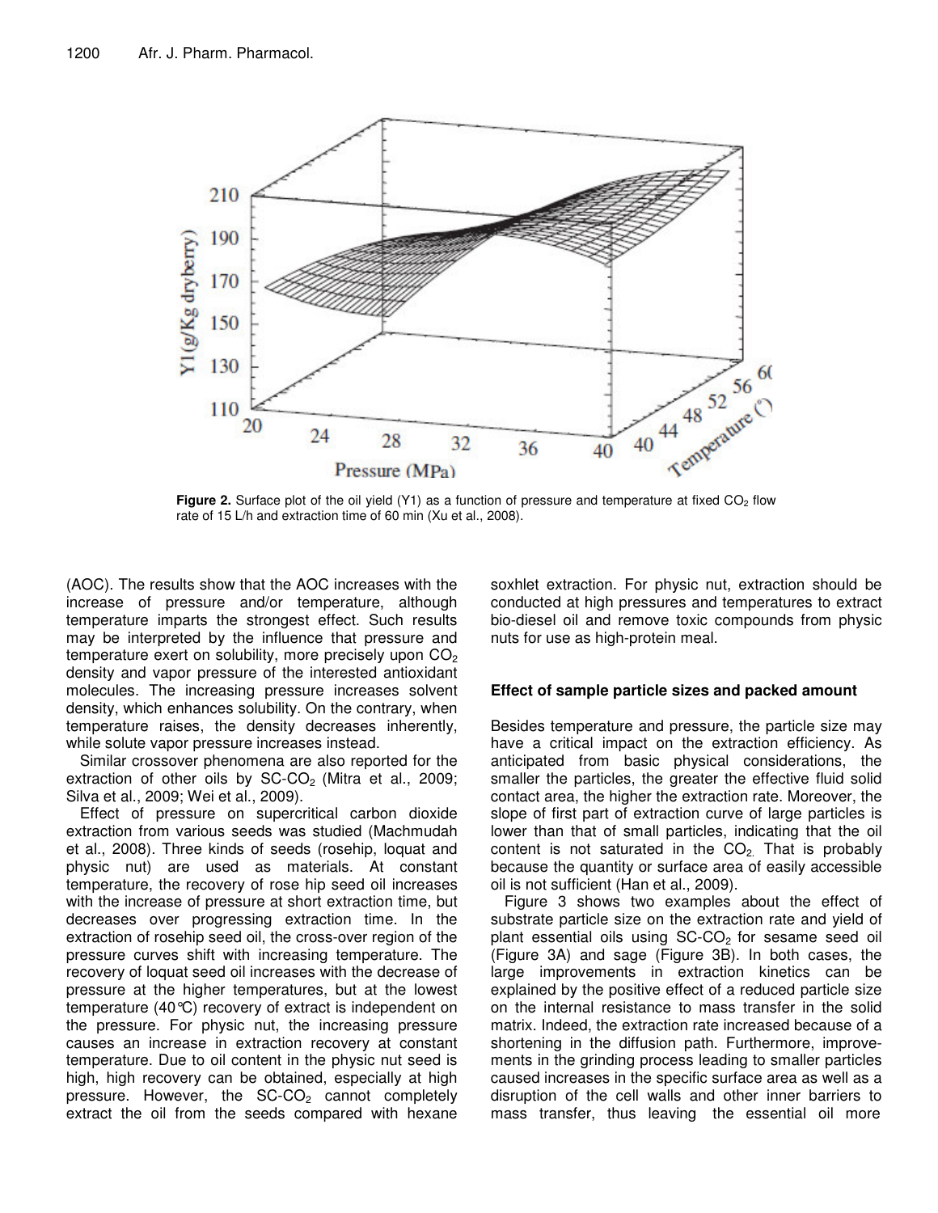**Figure 2.** Surface plot of the oil yield (Y1) as a function of pressure and temperature at fixed $CO_2$ flow rate of 15 L/h and extraction time of 60 min (Xu et al., 2008).

(AOC). The results show that the AOC increases with the increase of pressure and/or temperature, although temperature imparts the strongest effect. Such results may be interpreted by the influence that pressure and temperature exert on solubility, more precisely upon $CO_2$ density and vapor pressure of the interested antioxidant molecules. The increasing pressure increases solvent density, which enhances solubility. On the contrary, when temperature raises, the density decreases inherently, while solute vapor pressure increases instead.

Similar crossover phenomena are also reported for the extraction of other oils by SC-$CO_2$ (Mitra et al., 2009; Silva et al., 2009; Wei et al., 2009).

Effect of pressure on supercritical carbon dioxide extraction from various seeds was studied (Machmudah et al., 2008). Three kinds of seeds (rosehip, loquat and physic nut) are used as materials. At constant temperature, the recovery of rose hip seed oil increases with the increase of pressure at short extraction time, but decreases over progressing extraction time. In the extraction of rosehip seed oil, the cross-over region of the pressure curves shift with increasing temperature. The recovery of loquat seed oil increases with the decrease of pressure at the higher temperatures, but at the lowest temperature (40℃) recovery of extract is independent on the pressure. For physic nut, the increasing pressure causes an increase in extraction recovery at constant temperature. Due to oil content in the physic nut seed is high, high recovery can be obtained, especially at high pressure. However, the SC-$CO_2$ cannot completely extract the oil from the seeds compared with hexane soxhlet extraction. For physic nut, extraction should be conducted at high pressures and temperatures to extract bio-diesel oil and remove toxic compounds from physic nuts for use as high-protein meal.

### Effect of sample particle sizes and packed amount

Besides temperature and pressure, the particle size may have a critical impact on the extraction efficiency. As anticipated from basic physical considerations, the smaller the particles, the greater the effective fluid solid contact area, the higher the extraction rate. Moreover, the slope of first part of extraction curve of large particles is lower than that of small particles, indicating that the oil content is not saturated in the $CO_2$. That is probably because the quantity or surface area of easily accessible oil is not sufficient (Han et al., 2009).

Figure 3 shows two examples about the effect of substrate particle size on the extraction rate and yield of plant essential oils using SC-$CO_2$ for sesame seed oil (Figure 3A) and sage (Figure 3B). In both cases, the large improvements in extraction kinetics can be explained by the positive effect of a reduced particle size on the internal resistance to mass transfer in the solid matrix. Indeed, the extraction rate increased because of a shortening in the diffusion path. Furthermore, improvements in the grinding process leading to smaller particles caused increases in the specific surface area as well as a disruption of the cell walls and other inner barriers to mass transfer, thus leaving the essential oil more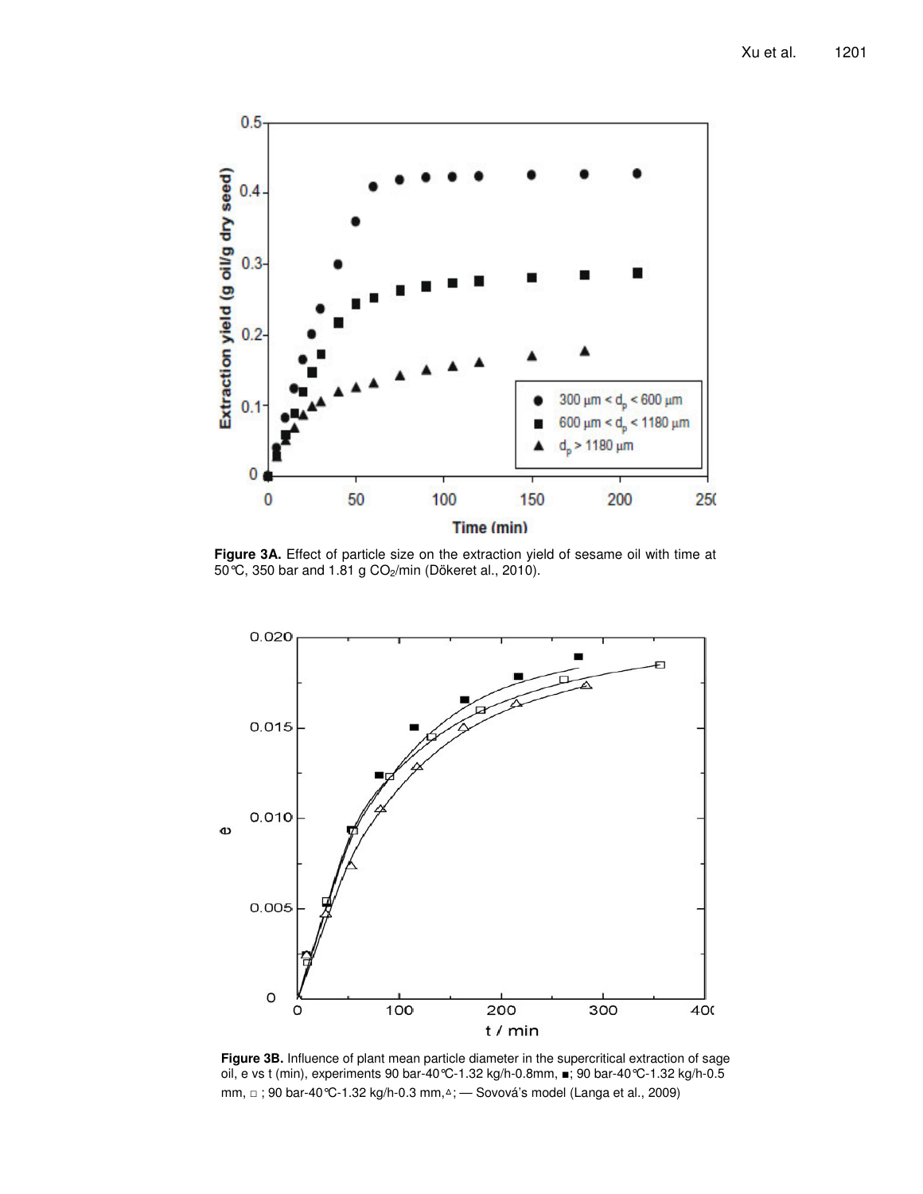**Figure 3A.** Effect of particle size on the extraction yield of sesame oil with time at 50°C, 350 bar and 1.81 g $CO_2$/min (Dökeret al., 2010).

**Figure 3B.** Influence of plant mean particle diameter in the supercritical extraction of sage oil, e vs t (min), experiments 90 bar-40°C-1.32 kg/h-0.8mm, ■; 90 bar-40°C-1.32 kg/h-0.5 mm, □ ; 90 bar-40°C-1.32 kg/h-0.3 mm,△; — Sovová's model (Langa et al., 2009)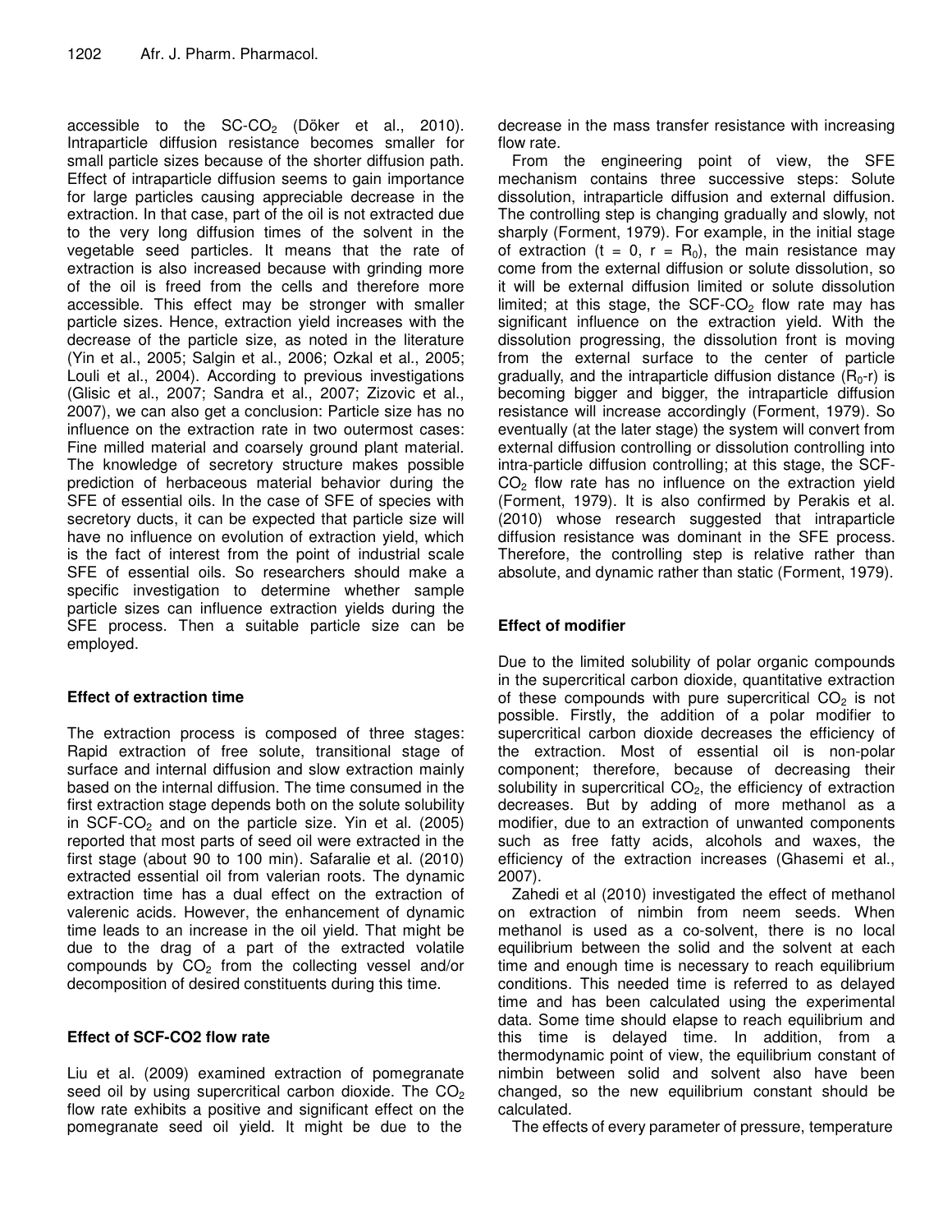accessible to the SC-$CO_2$ (Döker et al., 2010). Intraparticle diffusion resistance becomes smaller for small particle sizes because of the shorter diffusion path. Effect of intraparticle diffusion seems to gain importance for large particles causing appreciable decrease in the extraction. In that case, part of the oil is not extracted due to the very long diffusion times of the solvent in the vegetable seed particles. It means that the rate of extraction is also increased because with grinding more of the oil is freed from the cells and therefore more accessible. This effect may be stronger with smaller particle sizes. Hence, extraction yield increases with the decrease of the particle size, as noted in the literature (Yin et al., 2005; Salgin et al., 2006; Ozkal et al., 2005; Louli et al., 2004). According to previous investigations (Glisic et al., 2007; Sandra et al., 2007; Zizovic et al., 2007), we can also get a conclusion: Particle size has no influence on the extraction rate in two outermost cases: Fine milled material and coarsely ground plant material. The knowledge of secretory structure makes possible prediction of herbaceous material behavior during the SFE of essential oils. In the case of SFE of species with secretory ducts, it can be expected that particle size will have no influence on evolution of extraction yield, which is the fact of interest from the point of industrial scale SFE of essential oils. So researchers should make a specific investigation to determine whether sample particle sizes can influence extraction yields during the SFE process. Then a suitable particle size can be employed.

## Effect of extraction time

The extraction process is composed of three stages: Rapid extraction of free solute, transitional stage of surface and internal diffusion and slow extraction mainly based on the internal diffusion. The time consumed in the first extraction stage depends both on the solute solubility in SCF-$CO_2$ and on the particle size. Yin et al. (2005) reported that most parts of seed oil were extracted in the first stage (about 90 to 100 min). Safaralie et al. (2010) extracted essential oil from valerian roots. The dynamic extraction time has a dual effect on the extraction of valerenic acids. However, the enhancement of dynamic time leads to an increase in the oil yield. That might be due to the drag of a part of the extracted volatile compounds by $CO_2$ from the collecting vessel and/or decomposition of desired constituents during this time.

## Effect of SCF-CO2 flow rate

Liu et al. (2009) examined extraction of pomegranate seed oil by using supercritical carbon dioxide. The $CO_2$ flow rate exhibits a positive and significant effect on the pomegranate seed oil yield. It might be due to the decrease in the mass transfer resistance with increasing flow rate.

From the engineering point of view, the SFE mechanism contains three successive steps: Solute dissolution, intraparticle diffusion and external diffusion. The controlling step is changing gradually and slowly, not sharply (Forment, 1979). For example, in the initial stage of extraction ($t = 0$, $r = R_0$), the main resistance may come from the external diffusion or solute dissolution, so it will be external diffusion limited or solute dissolution limited; at this stage, the SCF-$CO_2$ flow rate may has significant influence on the extraction yield. With the dissolution progressing, the dissolution front is moving from the external surface to the center of particle gradually, and the intraparticle diffusion distance ($R_0$-r) is becoming bigger and bigger, the intraparticle diffusion resistance will increase accordingly (Forment, 1979). So eventually (at the later stage) the system will convert from external diffusion controlling or dissolution controlling into intra-particle diffusion controlling; at this stage, the SCF-$CO_2$ flow rate has no influence on the extraction yield (Forment, 1979). It is also confirmed by Perakis et al. (2010) whose research suggested that intraparticle diffusion resistance was dominant in the SFE process. Therefore, the controlling step is relative rather than absolute, and dynamic rather than static (Forment, 1979).

## Effect of modifier

Due to the limited solubility of polar organic compounds in the supercritical carbon dioxide, quantitative extraction of these compounds with pure supercritical $CO_2$ is not possible. Firstly, the addition of a polar modifier to supercritical carbon dioxide decreases the efficiency of the extraction. Most of essential oil is non-polar component; therefore, because of decreasing their solubility in supercritical $CO_2$, the efficiency of extraction decreases. But by adding of more methanol as a modifier, due to an extraction of unwanted components such as free fatty acids, alcohols and waxes, the efficiency of the extraction increases (Ghasemi et al., 2007).

Zahedi et al (2010) investigated the effect of methanol on extraction of nimbin from neem seeds. When methanol is used as a co-solvent, there is no local equilibrium between the solid and the solvent at each time and enough time is necessary to reach equilibrium conditions. This needed time is referred to as delayed time and has been calculated using the experimental data. Some time should elapse to reach equilibrium and this time is delayed time. In addition, from a thermodynamic point of view, the equilibrium constant of nimbin between solid and solvent also have been changed, so the new equilibrium constant should be calculated.

The effects of every parameter of pressure, temperature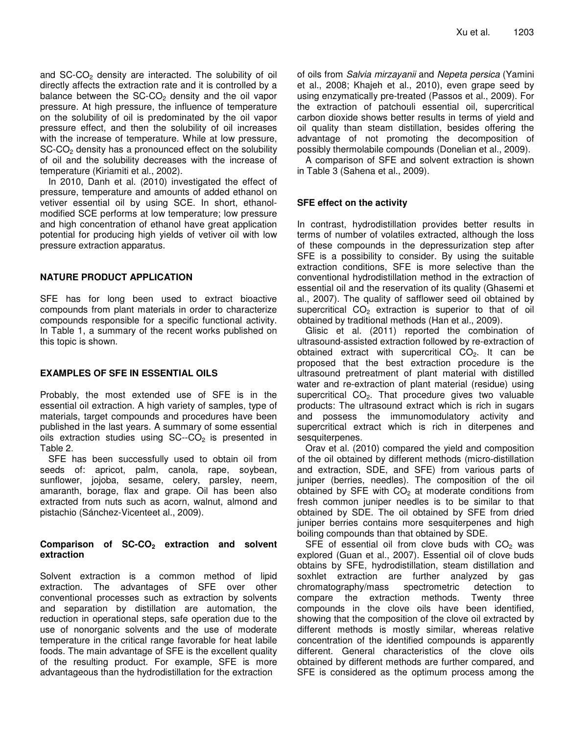and SC-$CO_2$ density are interacted. The solubility of oil directly affects the extraction rate and it is controlled by a balance between the SC-$CO_2$ density and the oil vapor pressure. At high pressure, the influence of temperature on the solubility of oil is predominated by the oil vapor pressure effect, and then the solubility of oil increases with the increase of temperature. While at low pressure, SC-$CO_2$ density has a pronounced effect on the solubility of oil and the solubility decreases with the increase of temperature (Kiriamiti et al., 2002).

In 2010, Danh et al. (2010) investigated the effect of pressure, temperature and amounts of added ethanol on vetiver essential oil by using SCE. In short, ethanol-modified SCE performs at low temperature; low pressure and high concentration of ethanol have great application potential for producing high yields of vetiver oil with low pressure extraction apparatus.

## NATURE PRODUCT APPLICATION

SFE has for long been used to extract bioactive compounds from plant materials in order to characterize compounds responsible for a specific functional activity. In Table 1, a summary of the recent works published on this topic is shown.

## EXAMPLES OF SFE IN ESSENTIAL OILS

Probably, the most extended use of SFE is in the essential oil extraction. A high variety of samples, type of materials, target compounds and procedures have been published in the last years. A summary of some essential oils extraction studies using SC--$CO_2$ is presented in Table 2.

SFE has been successfully used to obtain oil from seeds of: apricot, palm, canola, rape, soybean, sunflower, jojoba, sesame, celery, parsley, neem, amaranth, borage, flax and grape. Oil has been also extracted from nuts such as acorn, walnut, almond and pistachio (Sánchez-Vicenteet al., 2009).

### Comparison of SC-$CO_2$ extraction and solvent extraction

Solvent extraction is a common method of lipid extraction. The advantages of SFE over other conventional processes such as extraction by solvents and separation by distillation are automation, the reduction in operational steps, safe operation due to the use of nonorganic solvents and the use of moderate temperature in the critical range favorable for heat labile foods. The main advantage of SFE is the excellent quality of the resulting product. For example, SFE is more advantageous than the hydrodistillation for the extraction of oils from *Salvia mirzayanii* and *Nepeta persica* (Yamini et al., 2008; Khajeh et al., 2010), even grape seed by using enzymatically pre-treated (Passos et al., 2009). For the extraction of patchouli essential oil, supercritical carbon dioxide shows better results in terms of yield and oil quality than steam distillation, besides offering the advantage of not promoting the decomposition of possibly thermolabile compounds (Donelian et al., 2009).

A comparison of SFE and solvent extraction is shown in Table 3 (Sahena et al., 2009).

## SFE effect on the activity

In contrast, hydrodistillation provides better results in terms of number of volatiles extracted, although the loss of these compounds in the depressurization step after SFE is a possibility to consider. By using the suitable extraction conditions, SFE is more selective than the conventional hydrodistillation method in the extraction of essential oil and the reservation of its quality (Ghasemi et al., 2007). The quality of safflower seed oil obtained by supercritical $CO_2$ extraction is superior to that of oil obtained by traditional methods (Han et al., 2009).

Glisic et al. (2011) reported the combination of ultrasound-assisted extraction followed by re-extraction of obtained extract with supercritical $CO_2$. It can be proposed that the best extraction procedure is the ultrasound pretreatment of plant material with distilled water and re-extraction of plant material (residue) using supercritical $CO_2$. That procedure gives two valuable products: The ultrasound extract which is rich in sugars and possess the immunomodulatory activity and supercritical extract which is rich in diterpenes and sesquiterpenes.

Orav et al. (2010) compared the yield and composition of the oil obtained by different methods (micro-distillation and extraction, SDE, and SFE) from various parts of juniper (berries, needles). The composition of the oil obtained by SFE with $CO_2$ at moderate conditions from fresh common juniper needles is to be similar to that obtained by SDE. The oil obtained by SFE from dried juniper berries contains more sesquiterpenes and high boiling compounds than that obtained by SDE.

SFE of essential oil from clove buds with $CO_2$ was explored (Guan et al., 2007). Essential oil of clove buds obtains by SFE, hydrodistillation, steam distillation and soxhlet extraction are further analyzed by gas chromatography/mass spectrometric detection to compare the extraction methods. Twenty three compounds in the clove oils have been identified, showing that the composition of the clove oil extracted by different methods is mostly similar, whereas relative concentration of the identified compounds is apparently different. General characteristics of the clove oils obtained by different methods are further compared, and SFE is considered as the optimum process among the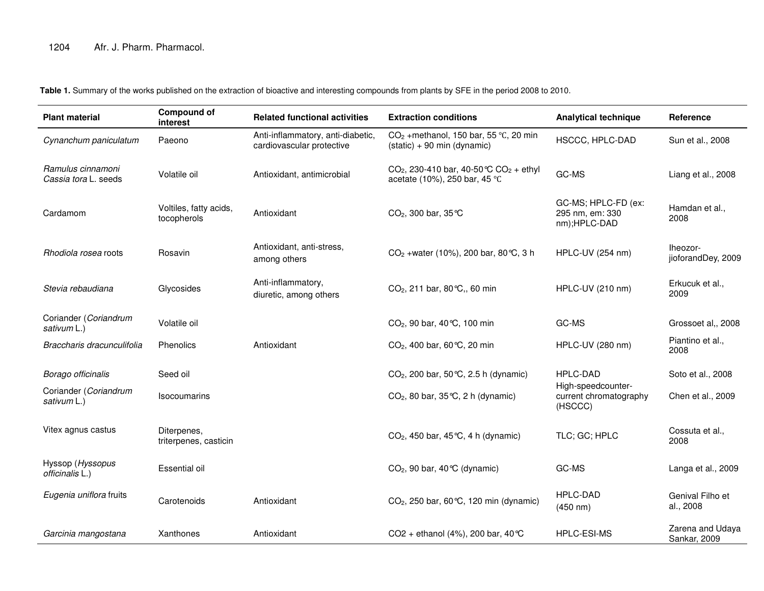**Table 1.** Summary of the works published on the extraction of bioactive and interesting compounds from plants by SFE in the period 2008 to 2010.

| Plant material | Compound of interest | Related functional activities | Extraction conditions | Analytical technique | Reference |
|---|---|---|---|---|---|
| *Cynanchum paniculatum* | Paeono | Anti-inflammatory, anti-diabetic, cardiovascular protective | $CO_2$ +methanol, 150 bar, 55 ℃, 20 min (static) + 90 min (dynamic) | HSCCC, HPLC-DAD | Sun et al., 2008 |
| *Ramulus cinnamoni* *Cassia tora* L. seeds | Volatile oil | Antioxidant, antimicrobial | $CO_2$, 230-410 bar, 40-50℃ $CO_2$ + ethyl acetate (10%), 250 bar, 45 ℃ | GC-MS | Liang et al., 2008 |
| Cardamom | Voltiles, fatty acids, tocopherols | Antioxidant | $CO_2$, 300 bar, 35℃ | GC-MS; HPLC-FD (ex: 295 nm, em: 330 nm);HPLC-DAD | Hamdan et al., 2008 |
| *Rhodiola rosea* roots | Rosavin | Antioxidant, anti-stress, among others | $CO_2$ +water (10%), 200 bar, 80℃, 3 h | HPLC-UV (254 nm) | Iheozor-jioforandDey, 2009 |
| *Stevia rebaudiana* | Glycosides | Anti-inflammatory, diuretic, among others | $CO_2$, 211 bar, 80℃,, 60 min | HPLC-UV (210 nm) | Erkucuk et al., 2009 |
| Coriander (*Coriandrum sativum* L.) | Volatile oil | | $CO_2$, 90 bar, 40℃, 100 min | GC-MS | Grossoet al,, 2008 |
| *Braccharis dracunculifolia* | Phenolics | Antioxidant | $CO_2$, 400 bar, 60℃, 20 min | HPLC-UV (280 nm) | Piantino et al., 2008 |
| *Borago officinalis* | Seed oil | | $CO_2$, 200 bar, 50℃, 2.5 h (dynamic) | HPLC-DAD | Soto et al., 2008 |
| Coriander (*Coriandrum sativum* L.) | Isocoumarins | | $CO_2$, 80 bar, 35℃, 2 h (dynamic) | High-speedcounter-current chromatography (HSCCC) | Chen et al., 2009 |
| Vitex agnus castus | Diterpenes, triterpenes, casticin | | $CO_2$, 450 bar, 45℃, 4 h (dynamic) | TLC; GC; HPLC | Cossuta et al., 2008 |
| Hyssop (*Hyssopus officinalis* L.) | Essential oil | | $CO_2$, 90 bar, 40℃ (dynamic) | GC-MS | Langa et al., 2009 |
| *Eugenia uniflora* fruits | Carotenoids | Antioxidant | $CO_2$, 250 bar, 60℃, 120 min (dynamic) | HPLC-DAD (450 nm) | Genival Filho et al., 2008 |
| *Garcinia mangostana* | Xanthones | Antioxidant | CO2 + ethanol (4%), 200 bar, 40℃ | HPLC-ESI-MS | Zarena and Udaya Sankar, 2009 |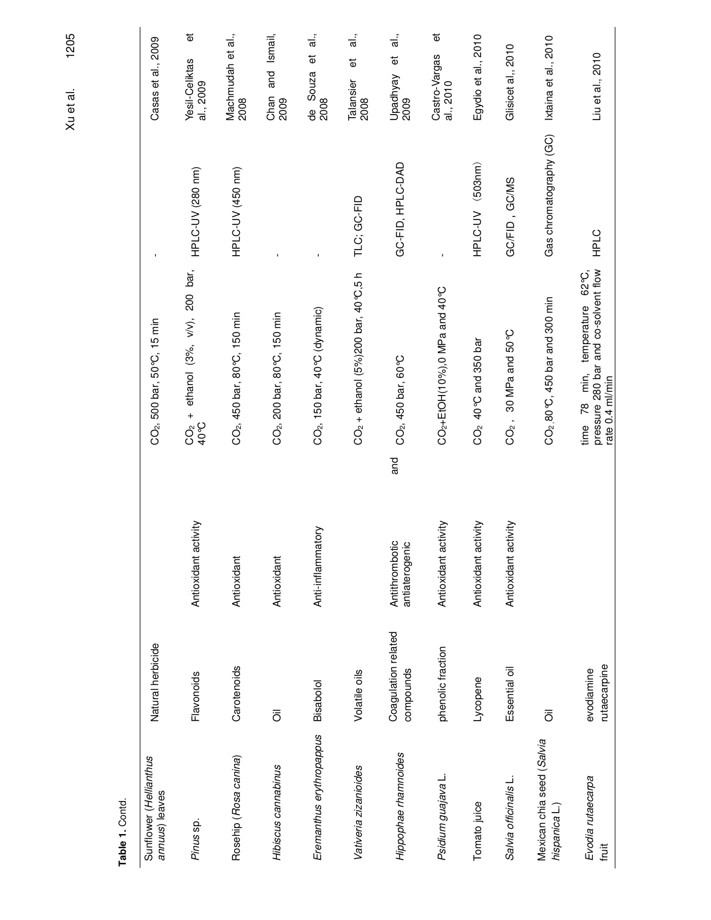**Table 1.** Contd.

| | | | | | |
|---|---|---|---|---|---|
| Sunflower (*Helianthus annuus*) leaves | Natural herbicide | | $CO_2$, 500 bar, 50℃, 15 min | - | Casas et al., 2009 |
| *Pinus* sp. | Flavonoids | Antioxidant activity | $CO_2$ + ethanol (3%, v/v), 200 bar, 40℃ | HPLC-UV (280 nm) | Yesil-Celiktas et al., 2009 |
| Rosehip (*Rosa canina*) | Carotenoids | Antioxidant | $CO_2$, 450 bar, 80℃, 150 min | HPLC-UV (450 nm) | Machmudah et al., 2008 |
| *Hibiscus cannabinus* | Oil | Antioxidant | $CO_2$, 200 bar, 80℃, 150 min | - | Chan and Ismail, 2009 |
| *Eremanthus erythropappus* | Bisabolol | Anti-inflammatory | $CO_2$, 150 bar, 40℃ (dynamic) | - | de Souza et al., 2008 |
| *Vativeria zizanioides* | Volatile oils | | $CO_2$ + ethanol (5%)200 bar, 40℃,5 h | TLC; GC-FID | Talansier et al., 2008 |
| *Hippophae rhamnoides* | Coagulation related compounds | Antithrombotic and antiatergenic | $CO_2$, 450 bar, 60℃ | GC-FID, HPLC-DAD | Upadhyay et al., 2009 |
| *Psidium guajava* L. | phenolic fraction | Antioxidant activity | $CO_2$+EtOH(10%),0 MPa and 40℃ | - | Castro-Vargas et al., 2010 |
| Tomato juice | Lycopene | Antioxidant activity | $CO_2$ 40℃ and 350 bar | HPLC-UV (503nm) | Egydio et al., 2010 |
| *Salvia officinalis* L. | Essential oil | Antioxidant activity | $CO_2$, 30 MPa and 50℃ | GC/FID, GC/MS | Glisicet al., 2010 |
| Mexican chia seed (*Salvia hispanica* L.) | Oil | | $CO_2$,80℃, 450 bar and 300 min | Gas chromatography (GC) | Ixtaina et al., 2010 |
| *Evodia rutaecarpa* fruit | evodiamine rutaecarpine | | time 78 min, temperature 62℃, pressure 280 bar and co-solvent flow rate 0.4 ml/min | HPLC | Liu et al., 2010 |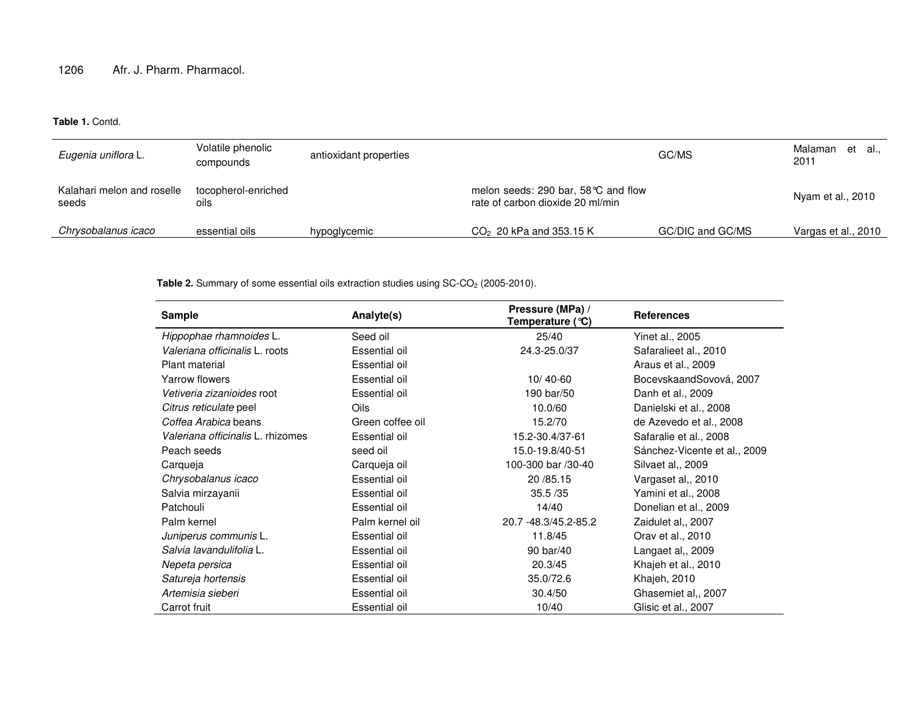**Table 1.** Contd.

| | | | | | |
|---|---|---|---|---|---|
| *Eugenia uniflora* L. | Volatile phenolic compounds | antioxidant properties | | GC/MS | Malaman et al., 2011 |
| Kalahari melon and roselle seeds | tocopherol-enriched oils | | melon seeds: 290 bar, 58°C and flow rate of carbon dioxide 20 ml/min | | Nyam et al., 2010 |
| *Chrysobalanus icaco* | essential oils | hypoglycemic | $CO_2$ 20 kPa and 353.15 K | GC/DIC and GC/MS | Vargas et al., 2010 |

**Table 2.** Summary of some essential oils extraction studies using SC-$CO_2$ (2005-2010).

| Sample | Analyte(s) | Pressure (MPa) / Temperature (°C) | References |
|---|---|---|---|
| *Hippophae rhamnoides* L. | Seed oil | 25/40 | Yinet al., 2005 |
| *Valeriana officinalis* L. roots | Essential oil | 24.3-25.0/37 | Safaralieet al., 2010 |
| Plant material | Essential oil | | Araus et al., 2009 |
| Yarrow flowers | Essential oil | 10/ 40-60 | BocevskaandSovová, 2007 |
| *Vetiveria zizanioides* root | Essential oil | 190 bar/50 | Danh et al., 2009 |
| *Citrus reticulate* peel | Oils | 10.0/60 | Danielski et al., 2008 |
| *Coffea Arabica* beans | Green coffee oil | 15.2/70 | de Azevedo et al., 2008 |
| *Valeriana officinalis* L. rhizomes | Essential oil | 15.2-30.4/37-61 | Safaralie et al., 2008 |
| Peach seeds | seed oil | 15.0-19.8/40-51 | Sánchez-Vicente et al., 2009 |
| Carqueja | Carqueja oil | 100-300 bar /30-40 | Silvaet al,, 2009 |
| *Chrysobalanus icaco* | Essential oil | 20 /85.15 | Vargaset al,, 2010 |
| Salvia mirzayanii | Essential oil | 35.5 /35 | Yamini et al., 2008 |
| Patchouli | Essential oil | 14/40 | Donelian et al., 2009 |
| Palm kernel | Palm kernel oil | 20.7 -48.3/45.2-85.2 | Zaidulet al,, 2007 |
| *Juniperus communis* L. | Essential oil | 11.8/45 | Orav et al., 2010 |
| *Salvia lavandulifolia* L. | Essential oil | 90 bar/40 | Langaet al,, 2009 |
| *Nepeta persica* | Essential oil | 20.3/45 | Khajeh et al., 2010 |
| *Satureja hortensis* | Essential oil | 35.0/72.6 | Khajeh, 2010 |
| *Artemisia sieberi* | Essential oil | 30.4/50 | Ghasemiet al,, 2007 |
| Carrot fruit | Essential oil | 10/40 | Glisic et al., 2007 |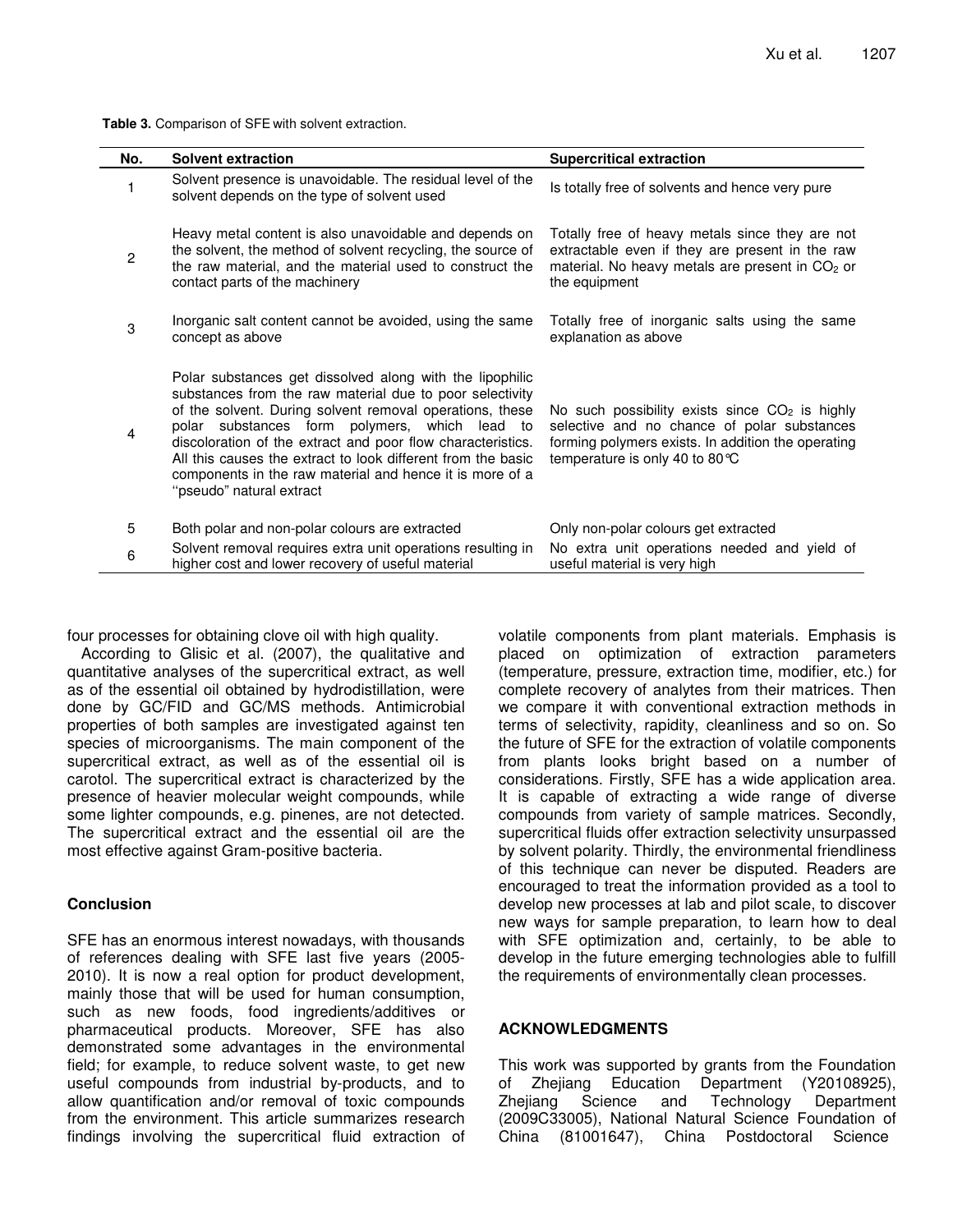**Table 3.** Comparison of SFE with solvent extraction.

| No. | Solvent extraction | Supercritical extraction |
|---|---|---|
| 1 | Solvent presence is unavoidable. The residual level of the solvent depends on the type of solvent used | Is totally free of solvents and hence very pure |
| 2 | Heavy metal content is also unavoidable and depends on the solvent, the method of solvent recycling, the source of the raw material, and the material used to construct the contact parts of the machinery | Totally free of heavy metals since they are not extractable even if they are present in the raw material. No heavy metals are present in $CO_2$ or the equipment |
| 3 | Inorganic salt content cannot be avoided, using the same concept as above | Totally free of inorganic salts using the same explanation as above |
| 4 | Polar substances get dissolved along with the lipophilic substances from the raw material due to poor selectivity of the solvent. During solvent removal operations, these polar substances form polymers, which lead to discoloration of the extract and poor flow characteristics. All this causes the extract to look different from the basic components in the raw material and hence it is more of a ''pseudo'' natural extract | No such possibility exists since $CO_2$ is highly selective and no chance of polar substances forming polymers exists. In addition the operating temperature is only 40 to 80℃ |
| 5 | Both polar and non-polar colours are extracted | Only non-polar colours get extracted |
| 6 | Solvent removal requires extra unit operations resulting in higher cost and lower recovery of useful material | No extra unit operations needed and yield of useful material is very high |

four processes for obtaining clove oil with high quality.

According to Glisic et al. (2007), the qualitative and quantitative analyses of the supercritical extract, as well as of the essential oil obtained by hydrodistillation, were done by GC/FID and GC/MS methods. Antimicrobial properties of both samples are investigated against ten species of microorganisms. The main component of the supercritical extract, as well as of the essential oil is carotol. The supercritical extract is characterized by the presence of heavier molecular weight compounds, while some lighter compounds, e.g. pinenes, are not detected. The supercritical extract and the essential oil are the most effective against Gram-positive bacteria.

## Conclusion

SFE has an enormous interest nowadays, with thousands of references dealing with SFE last five years (2005-2010). It is now a real option for product development, mainly those that will be used for human consumption, such as new foods, food ingredients/additives or pharmaceutical products. Moreover, SFE has also demonstrated some advantages in the environmental field; for example, to reduce solvent waste, to get new useful compounds from industrial by-products, and to allow quantification and/or removal of toxic compounds from the environment. This article summarizes research findings involving the supercritical fluid extraction of volatile components from plant materials. Emphasis is placed on optimization of extraction parameters (temperature, pressure, extraction time, modifier, etc.) for complete recovery of analytes from their matrices. Then we compare it with conventional extraction methods in terms of selectivity, rapidity, cleanliness and so on. So the future of SFE for the extraction of volatile components from plants looks bright based on a number of considerations. Firstly, SFE has a wide application area. It is capable of extracting a wide range of diverse compounds from variety of sample matrices. Secondly, supercritical fluids offer extraction selectivity unsurpassed by solvent polarity. Thirdly, the environmental friendliness of this technique can never be disputed. Readers are encouraged to treat the information provided as a tool to develop new processes at lab and pilot scale, to discover new ways for sample preparation, to learn how to deal with SFE optimization and, certainly, to be able to develop in the future emerging technologies able to fulfill the requirements of environmentally clean processes.

## ACKNOWLEDGMENTS

This work was supported by grants from the Foundation of Zhejiang Education Department (Y20108925), Zhejiang Science and Technology Department (2009C33005), National Natural Science Foundation of China (81001647), China Postdoctoral Science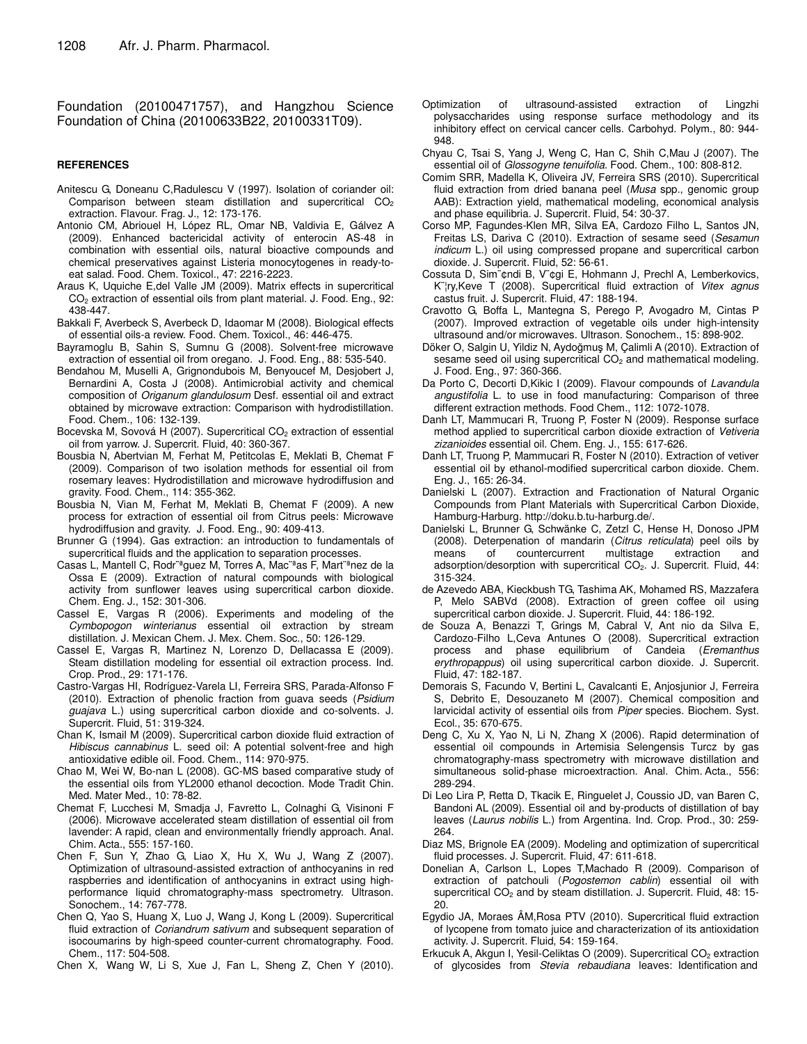Foundation (20100471757), and Hangzhou Science Foundation of China (20100633B22, 20100331T09).

## REFERENCES

Anitescu G, Doneanu C,Radulescu V (1997). Isolation of coriander oil: Comparison between steam distillation and supercritical $CO_2$ extraction. Flavour. Frag. J., 12: 173-176.

Antonio CM, Abriouel H, López RL, Omar NB, Valdivia E, Gálvez A (2009). Enhanced bactericidal activity of enterocin AS-48 in combination with essential oils, natural bioactive compounds and chemical preservatives against Listeria monocytogenes in ready-to-eat salad. Food. Chem. Toxicol., 47: 2216-2223.

Araus K, Uquiche E,del Valle JM (2009). Matrix effects in supercritical $CO_2$ extraction of essential oils from plant material. J. Food. Eng., 92: 438-447.

Bakkali F, Averbeck S, Averbeck D, Idaomar M (2008). Biological effects of essential oils-a review. Food. Chem. Toxicol., 46: 446-475.

Bayramoglu B, Sahin S, Sumnu G (2008). Solvent-free microwave extraction of essential oil from oregano. J. Food. Eng., 88: 535-540.

Bendahou M, Muselli A, Grignondubois M, Benyoucef M, Desjobert J, Bernardini A, Costa J (2008). Antimicrobial activity and chemical composition of *Origanum glandulosum* Desf. essential oil and extract obtained by microwave extraction: Comparison with hydrodistillation. Food. Chem., 106: 132-139.

Bocevska M, Sovová H (2007). Supercritical $CO_2$ extraction of essential oil from yarrow. J. Supercrit. Fluid, 40: 360-367.

Bousbia N, Abertvian M, Ferhat M, Petitcolas E, Meklati B, Chemat F (2009). Comparison of two isolation methods for essential oil from rosemary leaves: Hydrodistillation and microwave hydrodiffusion and gravity. Food. Chem., 114: 355-362.

Bousbia N, Vian M, Ferhat M, Meklati B, Chemat F (2009). A new process for extraction of essential oil from Citrus peels: Microwave hydrodiffusion and gravity. J. Food. Eng., 90: 409-413.

Brunner G (1994). Gas extraction: an introduction to fundamentals of supercritical fluids and the application to separation processes.

Casas L, Mantell C, Rodr¨ªguez M, Torres A, Mac¨ªas F, Mart¨ªnez de la Ossa E (2009). Extraction of natural compounds with biological activity from sunflower leaves using supercritical carbon dioxide. Chem. Eng. J., 152: 301-306.

Cassel E, Vargas R (2006). Experiments and modeling of the *Cymbopogon winterianus* essential oil extraction by stream distillation. J. Mexican Chem. J. Mex. Chem. Soc., 50: 126-129.

Cassel E, Vargas R, Martinez N, Lorenzo D, Dellacassa E (2009). Steam distillation modeling for essential oil extraction process. Ind. Crop. Prod., 29: 171-176.

Castro-Vargas HI, Rodríguez-Varela LI, Ferreira SRS, Parada-Alfonso F (2010). Extraction of phenolic fraction from guava seeds (*Psidium guajava* L.) using supercritical carbon dioxide and co-solvents. J. Supercrit. Fluid, 51: 319-324.

Chan K, Ismail M (2009). Supercritical carbon dioxide fluid extraction of *Hibiscus cannabinus* L. seed oil: A potential solvent-free and high antioxidative edible oil. Food. Chem., 114: 970-975.

Chao M, Wei W, Bo-nan L (2008). GC-MS based comparative study of the essential oils from YL2000 ethanol decoction. Mode Tradit Chin. Med. Mater Med., 10: 78-82.

Chemat F, Lucchesi M, Smadja J, Favretto L, Colnaghi G, Visinoni F (2006). Microwave accelerated steam distillation of essential oil from lavender: A rapid, clean and environmentally friendly approach. Anal. Chim. Acta., 555: 157-160.

Chen F, Sun Y, Zhao G, Liao X, Hu X, Wu J, Wang Z (2007). Optimization of ultrasound-assisted extraction of anthocyanins in red raspberries and identification of anthocyanins in extract using high-performance liquid chromatography-mass spectrometry. Ultrason. Sonochem., 14: 767-778.

Chen Q, Yao S, Huang X, Luo J, Wang J, Kong L (2009). Supercritical fluid extraction of *Coriandrum sativum* and subsequent separation of isocoumarins by high-speed counter-current chromatography. Food. Chem., 117: 504-508.

Chen X, Wang W, Li S, Xue J, Fan L, Sheng Z, Chen Y (2010). Optimization of ultrasound-assisted extraction of Lingzhi polysaccharides using response surface methodology and its inhibitory effect on cervical cancer cells. Carbohyd. Polym., 80: 944-948.

Chyau C, Tsai S, Yang J, Weng C, Han C, Shih C,Mau J (2007). The essential oil of *Glossogyne tenuifolia*. Food. Chem., 100: 808-812.

Comim SRR, Madella K, Oliveira JV, Ferreira SRS (2010). Supercritical fluid extraction from dried banana peel (*Musa* spp., genomic group AAB): Extraction yield, mathematical modeling, economical analysis and phase equilibria. J. Supercrit. Fluid, 54: 30-37.

Corso MP, Fagundes-Klen MR, Silva EA, Cardozo Filho L, Santos JN, Freitas LS, Dariva C (2010). Extraction of sesame seed (*Sesamun indicum* L.) oil using compressed propane and supercritical carbon dioxide. J. Supercrit. Fluid, 52: 56-61.

Cossuta D, Sim¨¢ndi B, V¨¢gi E, Hohmann J, Prechl A, Lemberkovics, K¨¦ry,Keve T (2008). Supercritical fluid extraction of *Vitex agnus* castus fruit. J. Supercrit. Fluid, 47: 188-194.

Cravotto G, Boffa L, Mantegna S, Perego P, Avogadro M, Cintas P (2007). Improved extraction of vegetable oils under high-intensity ultrasound and/or microwaves. Ultrason. Sonochem., 15: 898-902.

Döker O, Salgin U, Yildiz N, Aydoğmuş M, Çalimli A (2010). Extraction of sesame seed oil using supercritical $CO_2$ and mathematical modeling. J. Food. Eng., 97: 360-366.

Da Porto C, Decorti D,Kikic I (2009). Flavour compounds of *Lavandula angustifolia* L. to use in food manufacturing: Comparison of three different extraction methods. Food Chem., 112: 1072-1078.

Danh LT, Mammucari R, Truong P, Foster N (2009). Response surface method applied to supercritical carbon dioxide extraction of *Vetiveria zizanioides* essential oil. Chem. Eng. J., 155: 617-626.

Danh LT, Truong P, Mammucari R, Foster N (2010). Extraction of vetiver essential oil by ethanol-modified supercritical carbon dioxide. Chem. Eng. J., 165: 26-34.

Danielski L (2007). Extraction and Fractionation of Natural Organic Compounds from Plant Materials with Supercritical Carbon Dioxide, Hamburg-Harburg. http://doku.b.tu-harburg.de/.

Danielski L, Brunner G, Schwänke C, Zetzl C, Hense H, Donoso JPM (2008). Deterpenation of mandarin (*Citrus reticulata*) peel oils by means of countercurrent multistage extraction and adsorption/desorption with supercritical $CO_2$. J. Supercrit. Fluid, 44: 315-324.

de Azevedo ABA, Kieckbush TG, Tashima AK, Mohamed RS, Mazzafera P, Melo SABVd (2008). Extraction of green coffee oil using supercritical carbon dioxide. J. Supercrit. Fluid, 44: 186-192.

de Souza A, Benazzi T, Grings M, Cabral V, Ant nio da Silva E, Cardozo-Filho L,Ceva Antunes O (2008). Supercritical extraction process and phase equilibrium of Candeia (*Eremanthus erythropappus*) oil using supercritical carbon dioxide. J. Supercrit. Fluid, 47: 182-187.

Demorais S, Facundo V, Bertini L, Cavalcanti E, Anjosjunior J, Ferreira S, Debrito E, Desouzaneto M (2007). Chemical composition and larvicidal activity of essential oils from *Piper* species. Biochem. Syst. Ecol., 35: 670-675.

Deng C, Xu X, Yao N, Li N, Zhang X (2006). Rapid determination of essential oil compounds in Artemisia Selengensis Turcz by gas chromatography-mass spectrometry with microwave distillation and simultaneous solid-phase microextraction. Anal. Chim. Acta., 556: 289-294.

Di Leo Lira P, Retta D, Tkacik E, Ringuelet J, Coussio JD, van Baren C, Bandoni AL (2009). Essential oil and by-products of distillation of bay leaves (*Laurus nobilis* L.) from Argentina. Ind. Crop. Prod., 30: 259-264.

Diaz MS, Brignole EA (2009). Modeling and optimization of supercritical fluid processes. J. Supercrit. Fluid, 47: 611-618.

Donelian A, Carlson L, Lopes T,Machado R (2009). Comparison of extraction of patchouli (*Pogostemon cablin*) essential oil with supercritical $CO_2$ and by steam distillation. J. Supercrit. Fluid, 48: 15-20.

Egydio JA, Moraes ÂM,Rosa PTV (2010). Supercritical fluid extraction of lycopene from tomato juice and characterization of its antioxidation activity. J. Supercrit. Fluid, 54: 159-164.

Erkucuk A, Akgun I, Yesil-Celiktas O (2009). Supercritical $CO_2$ extraction of glycosides from *Stevia rebaudiana* leaves: Identification and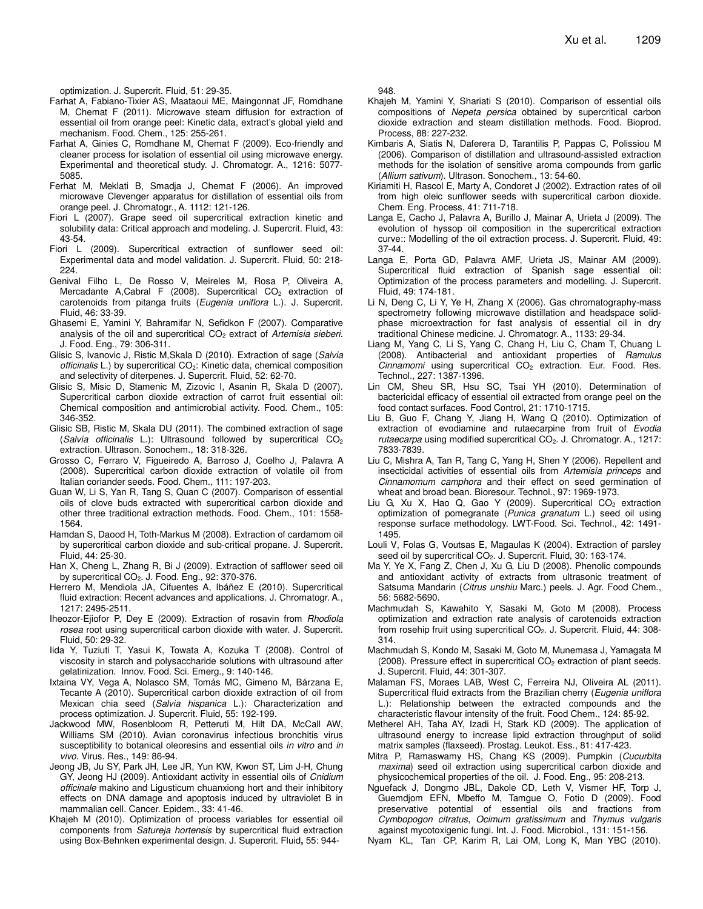optimization. J. Supercrit. Fluid, 51: 29-35.

Farhat A, Fabiano-Tixier AS, Maataoui ME, Maingonnat JF, Romdhane M, Chemat F (2011). Microwave steam diffusion for extraction of essential oil from orange peel: Kinetic data, extract's global yield and mechanism. Food. Chem., 125: 255-261.

Farhat A, Ginies C, Romdhane M, Chemat F (2009). Eco-friendly and cleaner process for isolation of essential oil using microwave energy. Experimental and theoretical study. J. Chromatogr. A., 1216: 5077-5085.

Ferhat M, Meklati B, Smadja J, Chemat F (2006). An improved microwave Clevenger apparatus for distillation of essential oils from orange peel. J. Chromatogr., A. 1112: 121-126.

Fiori L (2007). Grape seed oil supercritical extraction kinetic and solubility data: Critical approach and modeling. J. Supercrit. Fluid, 43: 43-54.

Fiori L (2009). Supercritical extraction of sunflower seed oil: Experimental data and model validation. J. Supercrit. Fluid, 50: 218-224.

Genival Filho L, De Rosso V, Meireles M, Rosa P, Oliveira A, Mercadante A,Cabral F (2008). Supercritical $CO_2$ extraction of carotenoids from pitanga fruits (*Eugenia uniflora* L.). J. Supercrit. Fluid, 46: 33-39.

Ghasemi E, Yamini Y, Bahramifar N, Sefidkon F (2007). Comparative analysis of the oil and supercritical $CO_2$ extract of *Artemisia sieberi*. J. Food. Eng., 79: 306-311.

Glisic S, Ivanovic J, Ristic M,Skala D (2010). Extraction of sage (*Salvia officinalis* L.) by supercritical $CO_2$: Kinetic data, chemical composition and selectivity of diterpenes. J. Supercrit. Fluid, 52: 62-70.

Glisic S, Misic D, Stamenic M, Zizovic I, Asanin R, Skala D (2007). Supercritical carbon dioxide extraction of carrot fruit essential oil: Chemical composition and antimicrobial activity. Food. Chem., 105: 346-352.

Glisic SB, Ristic M, Skala DU (2011). The combined extraction of sage (*Salvia officinalis* L.): Ultrasound followed by supercritical $CO_2$ extraction. Ultrason. Sonochem., 18: 318-326.

Grosso C, Ferraro V, Figueiredo A, Barroso J, Coelho J, Palavra A (2008). Supercritical carbon dioxide extraction of volatile oil from Italian coriander seeds. Food. Chem., 111: 197-203.

Guan W, Li S, Yan R, Tang S, Quan C (2007). Comparison of essential oils of clove buds extracted with supercritical carbon dioxide and other three traditional extraction methods. Food. Chem., 101: 1558-1564.

Hamdan S, Daood H, Toth-Markus M (2008). Extraction of cardamom oil by supercritical carbon dioxide and sub-critical propane. J. Supercrit. Fluid, 44: 25-30.

Han X, Cheng L, Zhang R, Bi J (2009). Extraction of safflower seed oil by supercritical $CO_2$. J. Food. Eng., 92: 370-376.

Herrero M, Mendiola JA, Cifuentes A, Ibáñez E (2010). Supercritical fluid extraction: Recent advances and applications. J. Chromatogr. A., 1217: 2495-2511.

Iheozor-Ejiofor P, Dey E (2009). Extraction of rosavin from *Rhodiola rosea* root using supercritical carbon dioxide with water. J. Supercrit. Fluid, 50: 29-32.

Iida Y, Tuziuti T, Yasui K, Towata A, Kozuka T (2008). Control of viscosity in starch and polysaccharide solutions with ultrasound after gelatinization. Innov. Food. Sci. Emerg., 9: 140-146.

Ixtaina VY, Vega A, Nolasco SM, Tomás MC, Gimeno M, Bárzana E, Tecante A (2010). Supercritical carbon dioxide extraction of oil from Mexican chia seed (*Salvia hispanica* L.): Characterization and process optimization. J. Supercrit. Fluid, 55: 192-199.

Jackwood MW, Rosenbloom R, Petteruti M, Hilt DA, McCall AW, Williams SM (2010). Avian coronavirus infectious bronchitis virus susceptibility to botanical oleoresins and essential oils *in vitro* and *in vivo*. Virus. Res., 149: 86-94.

Jeong JB, Ju SY, Park JH, Lee JR, Yun KW, Kwon ST, Lim J-H, Chung GY, Jeong HJ (2009). Antioxidant activity in essential oils of *Cnidium officinale* makino and Ligusticum chuanxiong hort and their inhibitory effects on DNA damage and apoptosis induced by ultraviolet B in mammalian cell. Cancer. Epidem., 33: 41-46.

Khajeh M (2010). Optimization of process variables for essential oil components from *Satureja hortensis* by supercritical fluid extraction using Box-Behnken experimental design. J. Supercrit. Fluid**,** 55: 944-948.

Khajeh M, Yamini Y, Shariati S (2010). Comparison of essential oils compositions of *Nepeta persica* obtained by supercritical carbon dioxide extraction and steam distillation methods. Food. Bioprod. Process, 88: 227-232.

Kimbaris A, Siatis N, Daferera D, Tarantilis P, Pappas C, Polissiou M (2006). Comparison of distillation and ultrasound-assisted extraction methods for the isolation of sensitive aroma compounds from garlic (*Allium sativum*). Ultrason. Sonochem., 13: 54-60.

Kiriamiti H, Rascol E, Marty A, Condoret J (2002). Extraction rates of oil from high oleic sunflower seeds with supercritical carbon dioxide. Chem. Eng. Process, 41: 711-718.

Langa E, Cacho J, Palavra A, Burillo J, Mainar A, Urieta J (2009). The evolution of hyssop oil composition in the supercritical extraction curve:: Modelling of the oil extraction process. J. Supercrit. Fluid, 49: 37-44.

Langa E, Porta GD, Palavra AMF, Urieta JS, Mainar AM (2009). Supercritical fluid extraction of Spanish sage essential oil: Optimization of the process parameters and modelling. J. Supercrit. Fluid, 49: 174-181.

Li N, Deng C, Li Y, Ye H, Zhang X (2006). Gas chromatography-mass spectrometry following microwave distillation and headspace solid-phase microextraction for fast analysis of essential oil in dry traditional Chinese medicine. J. Chromatogr. A., 1133: 29-34.

Liang M, Yang C, Li S, Yang C, Chang H, Liu C, Cham T, Chuang L (2008). Antibacterial and antioxidant properties of *Ramulus Cinnamomi* using supercritical $CO_2$ extraction. Eur. Food. Res. Technol., 227: 1387-1396.

Lin CM, Sheu SR, Hsu SC, Tsai YH (2010). Determination of bactericidal efficacy of essential oil extracted from orange peel on the food contact surfaces. Food Control, 21: 1710-1715.

Liu B, Guo F, Chang Y, Jiang H, Wang Q (2010). Optimization of extraction of evodiamine and rutaecarpine from fruit of *Evodia rutaecarpa* using modified supercritical $CO_2$. J. Chromatogr. A., 1217: 7833-7839.

Liu C, Mishra A, Tan R, Tang C, Yang H, Shen Y (2006). Repellent and insecticidal activities of essential oils from *Artemisia princeps* and *Cinnamomum camphora* and their effect on seed germination of wheat and broad bean. Bioresour. Technol., 97: 1969-1973.

Liu G, Xu X, Hao Q, Gao Y (2009). Supercritical $CO_2$ extraction optimization of pomegranate (*Punica granatum* L.) seed oil using response surface methodology. LWT-Food. Sci. Technol., 42: 1491-1495.

Louli V, Folas G, Voutsas E, Magaulas K (2004). Extraction of parsley seed oil by supercritical $CO_2$. J. Supercrit. Fluid, 30: 163-174.

Ma Y, Ye X, Fang Z, Chen J, Xu G, Liu D (2008). Phenolic compounds and antioxidant activity of extracts from ultrasonic treatment of Satsuma Mandarin (*Citrus unshiu* Marc.) peels. J. Agr. Food Chem., 56: 5682-5690.

Machmudah S, Kawahito Y, Sasaki M, Goto M (2008). Process optimization and extraction rate analysis of carotenoids extraction from rosehip fruit using supercritical $CO_2$. J. Supercrit. Fluid, 44: 308-314.

Machmudah S, Kondo M, Sasaki M, Goto M, Munemasa J, Yamagata M (2008). Pressure effect in supercritical $CO_2$ extraction of plant seeds. J. Supercrit. Fluid, 44: 301-307.

Malaman FS, Moraes LAB, West C, Ferreira NJ, Oliveira AL (2011). Supercritical fluid extracts from the Brazilian cherry (*Eugenia uniflora* L.): Relationship between the extracted compounds and the characteristic flavour intensity of the fruit. Food Chem., 124: 85-92.

Metherel AH, Taha AY, Izadi H, Stark KD (2009). The application of ultrasound energy to increase lipid extraction throughput of solid matrix samples (flaxseed). Prostag. Leukot. Ess., 81: 417-423.

Mitra P, Ramaswamy HS, Chang KS (2009). Pumpkin (*Cucurbita maxima*) seed oil extraction using supercritical carbon dioxide and physicochemical properties of the oil. J. Food. Eng., 95: 208-213.

Nguefack J, Dongmo JBL, Dakole CD, Leth V, Vismer HF, Torp J, Guemdjom EFN, Mbeffo M, Tamgue O, Fotio D (2009). Food preservative potential of essential oils and fractions from *Cymbopogon citratus*, *Ocimum gratissimum* and *Thymus vulgaris* against mycotoxigenic fungi. Int. J. Food. Microbiol., 131: 151-156.

Nyam KL, Tan CP, Karim R, Lai OM, Long K, Man YBC (2010).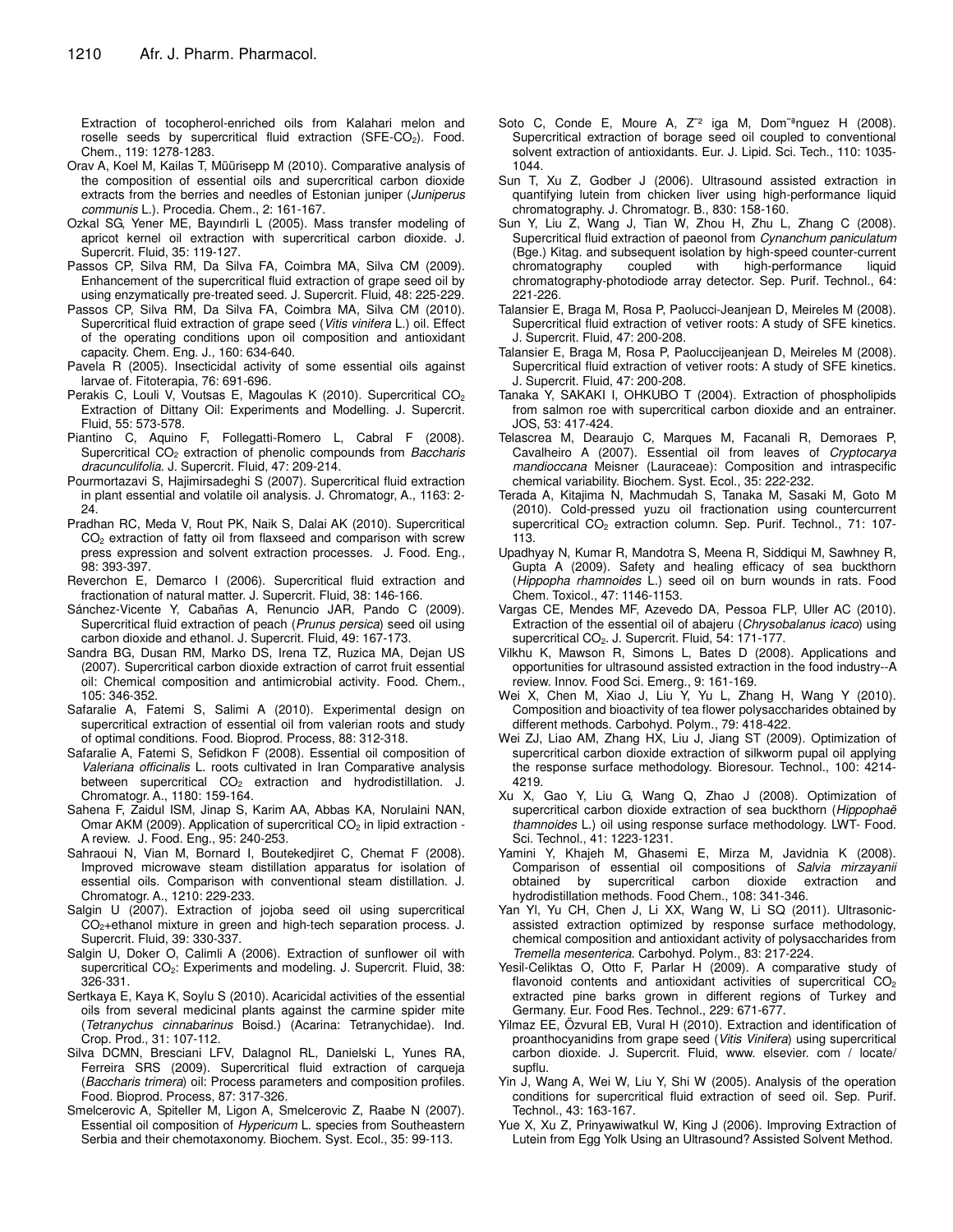Extraction of tocopherol-enriched oils from Kalahari melon and roselle seeds by supercritical fluid extraction (SFE-$CO_2$). Food. Chem., 119: 1278-1283.

Orav A, Koel M, Kailas T, Müürisepp M (2010). Comparative analysis of the composition of essential oils and supercritical carbon dioxide extracts from the berries and needles of Estonian juniper (*Juniperus communis* L.). Procedia. Chem., 2: 161-167.

Ozkal SG, Yener ME, Bayındırlı L (2005). Mass transfer modeling of apricot kernel oil extraction with supercritical carbon dioxide. J. Supercrit. Fluid, 35: 119-127.

Passos CP, Silva RM, Da Silva FA, Coimbra MA, Silva CM (2009). Enhancement of the supercritical fluid extraction of grape seed oil by using enzymatically pre-treated seed. J. Supercrit. Fluid, 48: 225-229.

Passos CP, Silva RM, Da Silva FA, Coimbra MA, Silva CM (2010). Supercritical fluid extraction of grape seed (*Vitis vinifera* L.) oil. Effect of the operating conditions upon oil composition and antioxidant capacity. Chem. Eng. J., 160: 634-640.

Pavela R (2005). Insecticidal activity of some essential oils against larvae of. Fitoterapia, 76: 691-696.

Perakis C, Louli V, Voutsas E, Magoulas K (2010). Supercritical $CO_2$ Extraction of Dittany Oil: Experiments and Modelling. J. Supercrit. Fluid, 55: 573-578.

Piantino C, Aquino F, Follegatti-Romero L, Cabral F (2008). Supercritical $CO_2$ extraction of phenolic compounds from *Baccharis dracunculifolia*. J. Supercrit. Fluid, 47: 209-214.

Pourmortazavi S, Hajimirsadeghi S (2007). Supercritical fluid extraction in plant essential and volatile oil analysis. J. Chromatogr, A., 1163: 2-24.

Pradhan RC, Meda V, Rout PK, Naik S, Dalai AK (2010). Supercritical $CO_2$ extraction of fatty oil from flaxseed and comparison with screw press expression and solvent extraction processes. J. Food. Eng., 98: 393-397.

Reverchon E, Demarco I (2006). Supercritical fluid extraction and fractionation of natural matter. J. Supercrit. Fluid, 38: 146-166.

Sánchez-Vicente Y, Cabañas A, Renuncio JAR, Pando C (2009). Supercritical fluid extraction of peach (*Prunus persica*) seed oil using carbon dioxide and ethanol. J. Supercrit. Fluid, 49: 167-173.

Sandra BG, Dusan RM, Marko DS, Irena TZ, Ruzica MA, Dejan US (2007). Supercritical carbon dioxide extraction of carrot fruit essential oil: Chemical composition and antimicrobial activity. Food. Chem., 105: 346-352.

Safaralie A, Fatemi S, Salimi A (2010). Experimental design on supercritical extraction of essential oil from valerian roots and study of optimal conditions. Food. Bioprod. Process, 88: 312-318.

Safaralie A, Fatemi S, Sefidkon F (2008). Essential oil composition of *Valeriana officinalis* L. roots cultivated in Iran Comparative analysis between supercritical $CO_2$ extraction and hydrodistillation. J. Chromatogr. A., 1180: 159-164.

Sahena F, Zaidul ISM, Jinap S, Karim AA, Abbas KA, Norulaini NAN, Omar AKM (2009). Application of supercritical $CO_2$ in lipid extraction - A review. J. Food. Eng., 95: 240-253.

Sahraoui N, Vian M, Bornard I, Boutekedjiret C, Chemat F (2008). Improved microwave steam distillation apparatus for isolation of essential oils. Comparison with conventional steam distillation. J. Chromatogr. A., 1210: 229-233.

Salgin U (2007). Extraction of jojoba seed oil using supercritical $CO_2$+ethanol mixture in green and high-tech separation process. J. Supercrit. Fluid, 39: 330-337.

Salgin U, Doker O, Calimli A (2006). Extraction of sunflower oil with supercritical $CO_2$: Experiments and modeling. J. Supercrit. Fluid, 38: 326-331.

Sertkaya E, Kaya K, Soylu S (2010). Acaricidal activities of the essential oils from several medicinal plants against the carmine spider mite (*Tetranychus cinnabarinus* Boisd.) (Acarina: Tetranychidae). Ind. Crop. Prod., 31: 107-112.

Silva DCMN, Bresciani LFV, Dalagnol RL, Danielski L, Yunes RA, Ferreira SRS (2009). Supercritical fluid extraction of carqueja (*Baccharis trimera*) oil: Process parameters and composition profiles. Food. Bioprod. Process, 87: 317-326.

Smelcerovic A, Spiteller M, Ligon A, Smelcerovic Z, Raabe N (2007). Essential oil composition of *Hypericum* L. species from Southeastern Serbia and their chemotaxonomy. Biochem. Syst. Ecol., 35: 99-113.

Soto C, Conde E, Moure A, Z˜² iga M, Dom˜ªnguez H (2008). Supercritical extraction of borage seed oil coupled to conventional solvent extraction of antioxidants. Eur. J. Lipid. Sci. Tech., 110: 1035-1044.

Sun T, Xu Z, Godber J (2006). Ultrasound assisted extraction in quantifying lutein from chicken liver using high-performance liquid chromatography. J. Chromatogr. B., 830: 158-160.

Sun Y, Liu Z, Wang J, Tian W, Zhou H, Zhu L, Zhang C (2008). Supercritical fluid extraction of paeonol from *Cynanchum paniculatum* (Bge.) Kitag. and subsequent isolation by high-speed counter-current chromatography coupled with high-performance liquid chromatography-photodiode array detector. Sep. Purif. Technol., 64: 221-226.

Talansier E, Braga M, Rosa P, Paolucci-Jeanjean D, Meireles M (2008). Supercritical fluid extraction of vetiver roots: A study of SFE kinetics. J. Supercrit. Fluid, 47: 200-208.

Talansier E, Braga M, Rosa P, Paoluccijeanjean D, Meireles M (2008). Supercritical fluid extraction of vetiver roots: A study of SFE kinetics. J. Supercrit. Fluid, 47: 200-208.

Tanaka Y, SAKAKI I, OHKUBO T (2004). Extraction of phospholipids from salmon roe with supercritical carbon dioxide and an entrainer. JOS, 53: 417-424.

Telascrea M, Dearaujo C, Marques M, Facanali R, Demoraes P, Cavalheiro A (2007). Essential oil from leaves of *Cryptocarya mandioccana* Meisner (Lauraceae): Composition and intraspecific chemical variability. Biochem. Syst. Ecol., 35: 222-232.

Terada A, Kitajima N, Machmudah S, Tanaka M, Sasaki M, Goto M (2010). Cold-pressed yuzu oil fractionation using countercurrent supercritical $CO_2$ extraction column. Sep. Purif. Technol., 71: 107-113.

Upadhyay N, Kumar R, Mandotra S, Meena R, Siddiqui M, Sawhney R, Gupta A (2009). Safety and healing efficacy of sea buckthorn (*Hippopha rhamnoides* L.) seed oil on burn wounds in rats. Food Chem. Toxicol., 47: 1146-1153.

Vargas CE, Mendes MF, Azevedo DA, Pessoa FLP, Uller AC (2010). Extraction of the essential oil of abajeru (*Chrysobalanus icaco*) using supercritical $CO_2$. J. Supercrit. Fluid, 54: 171-177.

Vilkhu K, Mawson R, Simons L, Bates D (2008). Applications and opportunities for ultrasound assisted extraction in the food industry--A review. Innov. Food Sci. Emerg., 9: 161-169.

Wei X, Chen M, Xiao J, Liu Y, Yu L, Zhang H, Wang Y (2010). Composition and bioactivity of tea flower polysaccharides obtained by different methods. Carbohyd. Polym., 79: 418-422.

Wei ZJ, Liao AM, Zhang HX, Liu J, Jiang ST (2009). Optimization of supercritical carbon dioxide extraction of silkworm pupal oil applying the response surface methodology. Bioresour. Technol., 100: 4214-4219.

Xu X, Gao Y, Liu G, Wang Q, Zhao J (2008). Optimization of supercritical carbon dioxide extraction of sea buckthorn (*Hippophaë thamnoides* L.) oil using response surface methodology. LWT- Food. Sci. Technol., 41: 1223-1231.

Yamini Y, Khajeh M, Ghasemi E, Mirza M, Javidnia K (2008). Comparison of essential oil compositions of *Salvia mirzayanii* obtained by supercritical carbon dioxide extraction and hydrodistillation methods. Food Chem., 108: 341-346.

Yan YI, Yu CH, Chen J, Li XX, Wang W, Li SQ (2011). Ultrasonic-assisted extraction optimized by response surface methodology, chemical composition and antioxidant activity of polysaccharides from *Tremella mesenterica*. Carbohyd. Polym., 83: 217-224.

Yesil-Celiktas O, Otto F, Parlar H (2009). A comparative study of flavonoid contents and antioxidant activities of supercritical $CO_2$ extracted pine barks grown in different regions of Turkey and Germany. Eur. Food Res. Technol., 229: 671-677.

Yilmaz EE, Özvural EB, Vural H (2010). Extraction and identification of proanthocyanidins from grape seed (*Vitis Vinifera*) using supercritical carbon dioxide. J. Supercrit. Fluid, www. elsevier. com / locate/ supflu.

Yin J, Wang A, Wei W, Liu Y, Shi W (2005). Analysis of the operation conditions for supercritical fluid extraction of seed oil. Sep. Purif. Technol., 43: 163-167.

Yue X, Xu Z, Prinyawiwatkul W, King J (2006). Improving Extraction of Lutein from Egg Yolk Using an Ultrasound? Assisted Solvent Method.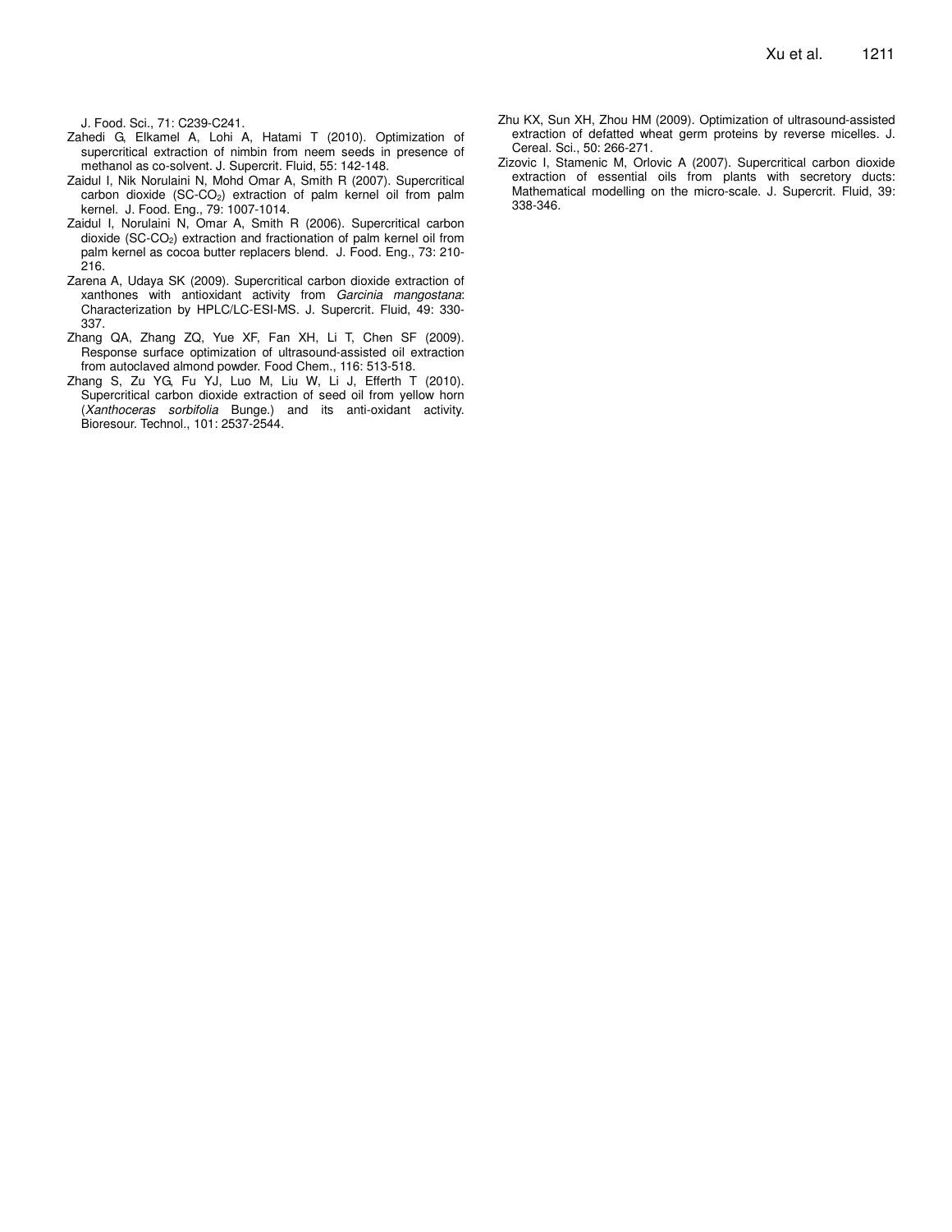J. Food. Sci., 71: C239-C241.

Zahedi G, Elkamel A, Lohi A, Hatami T (2010). Optimization of supercritical extraction of nimbin from neem seeds in presence of methanol as co-solvent. J. Supercrit. Fluid, 55: 142-148.

Zaidul I, Nik Norulaini N, Mohd Omar A, Smith R (2007). Supercritical carbon dioxide (SC-$CO_2$) extraction of palm kernel oil from palm kernel. J. Food. Eng., 79: 1007-1014.

Zaidul I, Norulaini N, Omar A, Smith R (2006). Supercritical carbon dioxide (SC-$CO_2$) extraction and fractionation of palm kernel oil from palm kernel as cocoa butter replacers blend. J. Food. Eng., 73: 210-216.

Zarena A, Udaya SK (2009). Supercritical carbon dioxide extraction of xanthones with antioxidant activity from *Garcinia mangostana*: Characterization by HPLC/LC-ESI-MS. J. Supercrit. Fluid, 49: 330-337.

Zhang QA, Zhang ZQ, Yue XF, Fan XH, Li T, Chen SF (2009). Response surface optimization of ultrasound-assisted oil extraction from autoclaved almond powder. Food Chem., 116: 513-518.

Zhang S, Zu YG, Fu YJ, Luo M, Liu W, Li J, Efferth T (2010). Supercritical carbon dioxide extraction of seed oil from yellow horn (*Xanthoceras sorbifolia* Bunge.) and its anti-oxidant activity. Bioresour. Technol., 101: 2537-2544.

Zhu KX, Sun XH, Zhou HM (2009). Optimization of ultrasound-assisted extraction of defatted wheat germ proteins by reverse micelles. J. Cereal. Sci., 50: 266-271.

Zizovic I, Stamenic M, Orlovic A (2007). Supercritical carbon dioxide extraction of essential oils from plants with secretory ducts: Mathematical modelling on the micro-scale. J. Supercrit. Fluid, 39: 338-346.